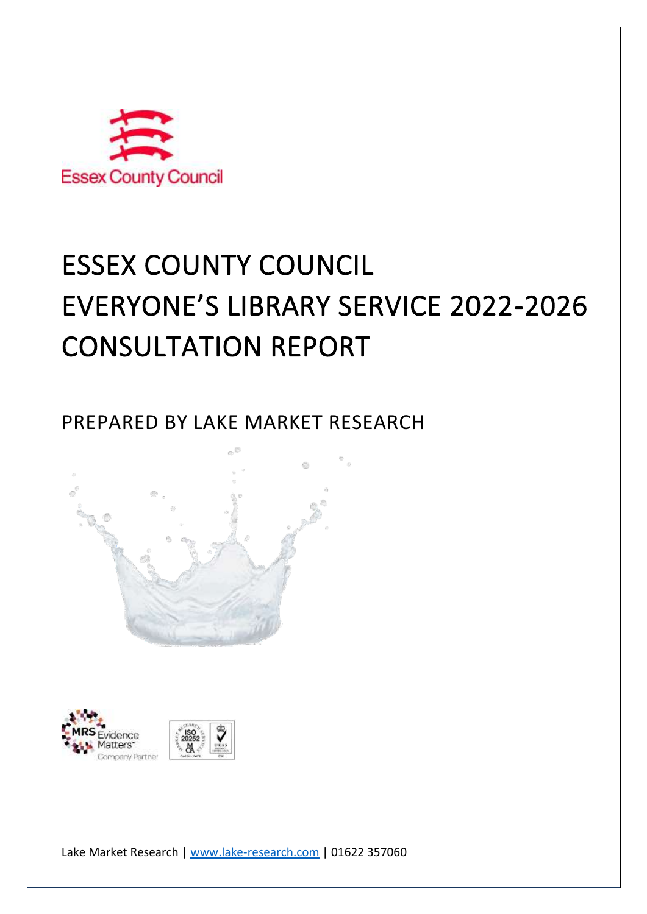Essex County Council

# ESSEX COUNTY COUNCIL
# EVERYONE'S LIBRARY SERVICE 2022-2026
# CONSULTATION REPORT

## PREPARED BY LAKE MARKET RESEARCH

Lake Market Research | www.lake-research.com | 01622 357060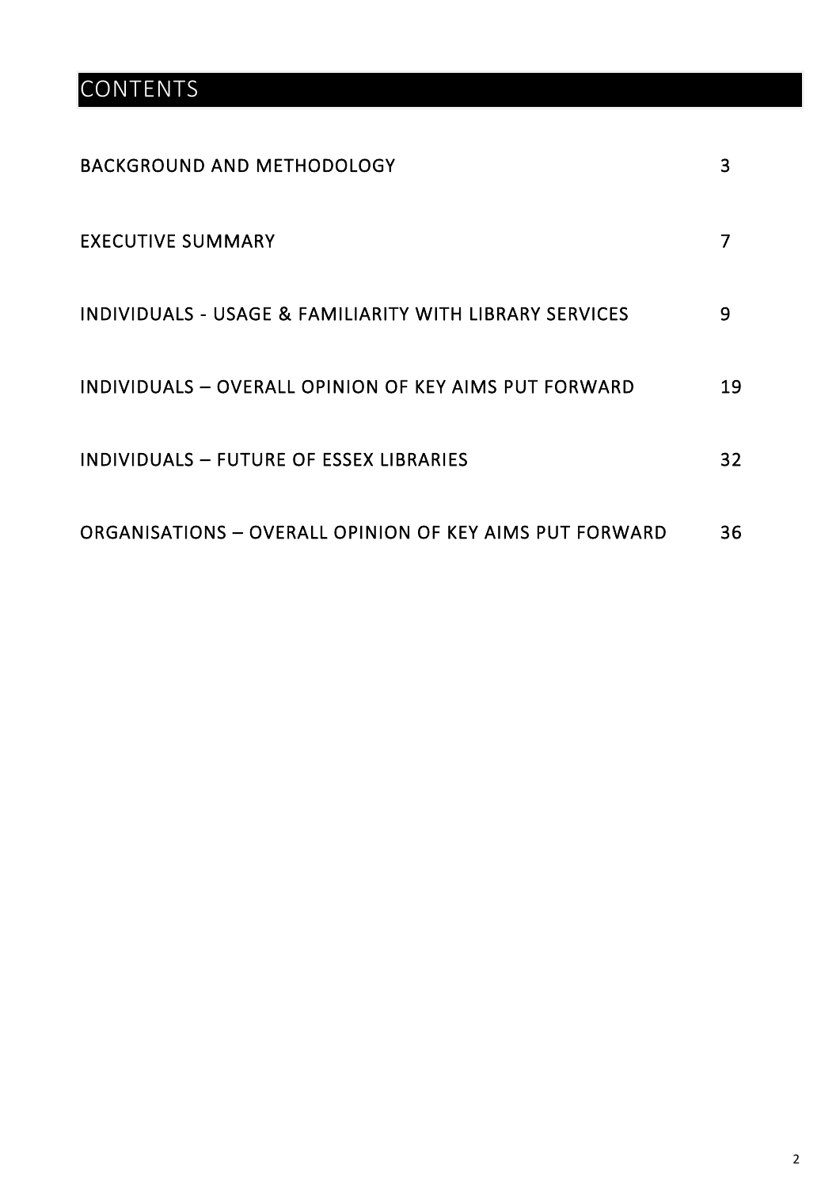# CONTENTS

| | |
|---|---|
| BACKGROUND AND METHODOLOGY | 3 |
| EXECUTIVE SUMMARY | 7 |
| INDIVIDUALS - USAGE & FAMILIARITY WITH LIBRARY SERVICES | 9 |
| INDIVIDUALS – OVERALL OPINION OF KEY AIMS PUT FORWARD | 19 |
| INDIVIDUALS – FUTURE OF ESSEX LIBRARIES | 32 |
| ORGANISATIONS – OVERALL OPINION OF KEY AIMS PUT FORWARD | 36 |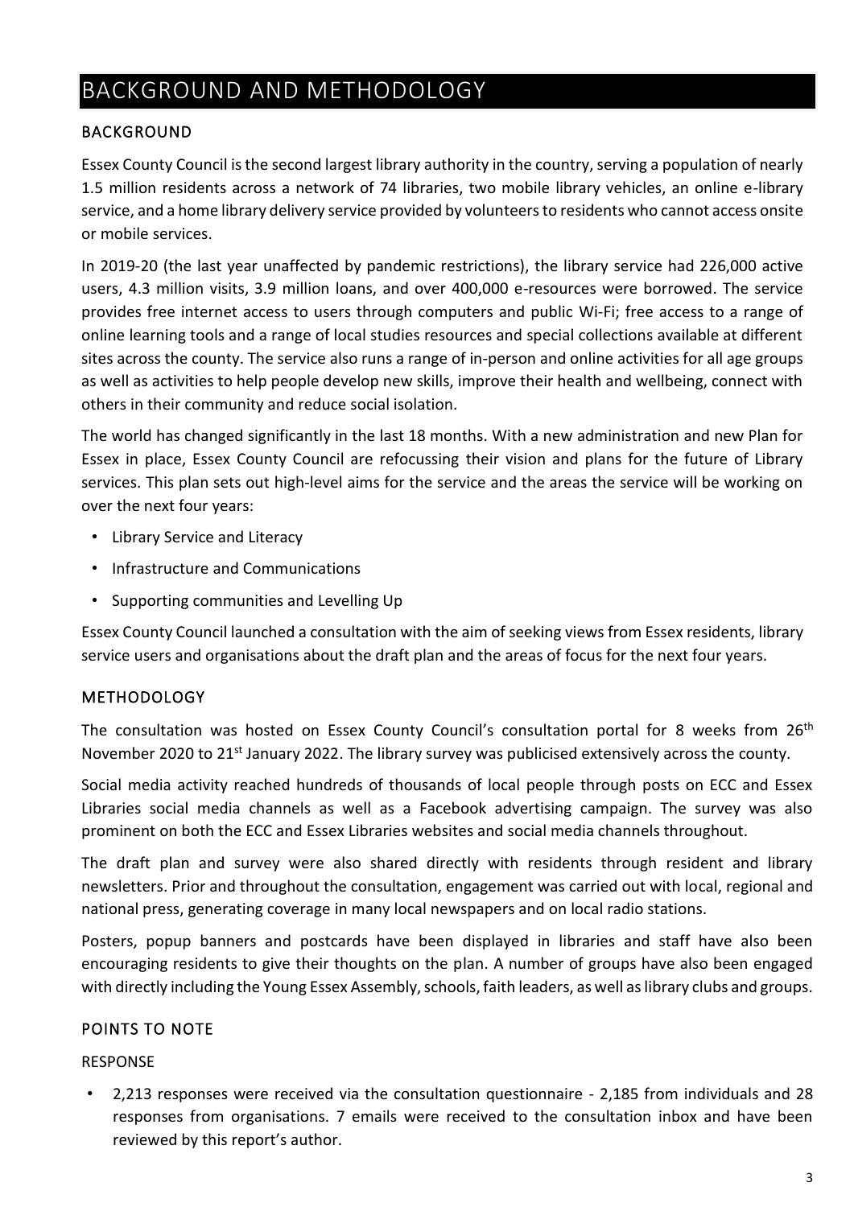# BACKGROUND AND METHODOLOGY

## BACKGROUND

Essex County Council is the second largest library authority in the country, serving a population of nearly 1.5 million residents across a network of 74 libraries, two mobile library vehicles, an online e-library service, and a home library delivery service provided by volunteers to residents who cannot access onsite or mobile services.

In 2019-20 (the last year unaffected by pandemic restrictions), the library service had 226,000 active users, 4.3 million visits, 3.9 million loans, and over 400,000 e-resources were borrowed. The service provides free internet access to users through computers and public Wi-Fi; free access to a range of online learning tools and a range of local studies resources and special collections available at different sites across the county. The service also runs a range of in-person and online activities for all age groups as well as activities to help people develop new skills, improve their health and wellbeing, connect with others in their community and reduce social isolation.

The world has changed significantly in the last 18 months. With a new administration and new Plan for Essex in place, Essex County Council are refocussing their vision and plans for the future of Library services. This plan sets out high-level aims for the service and the areas the service will be working on over the next four years:

- Library Service and Literacy
- Infrastructure and Communications
- Supporting communities and Levelling Up

Essex County Council launched a consultation with the aim of seeking views from Essex residents, library service users and organisations about the draft plan and the areas of focus for the next four years.

## METHODOLOGY

The consultation was hosted on Essex County Council's consultation portal for 8 weeks from 26th November 2020 to 21st January 2022. The library survey was publicised extensively across the county.

Social media activity reached hundreds of thousands of local people through posts on ECC and Essex Libraries social media channels as well as a Facebook advertising campaign. The survey was also prominent on both the ECC and Essex Libraries websites and social media channels throughout.

The draft plan and survey were also shared directly with residents through resident and library newsletters. Prior and throughout the consultation, engagement was carried out with local, regional and national press, generating coverage in many local newspapers and on local radio stations.

Posters, popup banners and postcards have been displayed in libraries and staff have also been encouraging residents to give their thoughts on the plan. A number of groups have also been engaged with directly including the Young Essex Assembly, schools, faith leaders, as well as library clubs and groups.

## POINTS TO NOTE

RESPONSE

- 2,213 responses were received via the consultation questionnaire - 2,185 from individuals and 28 responses from organisations. 7 emails were received to the consultation inbox and have been reviewed by this report's author.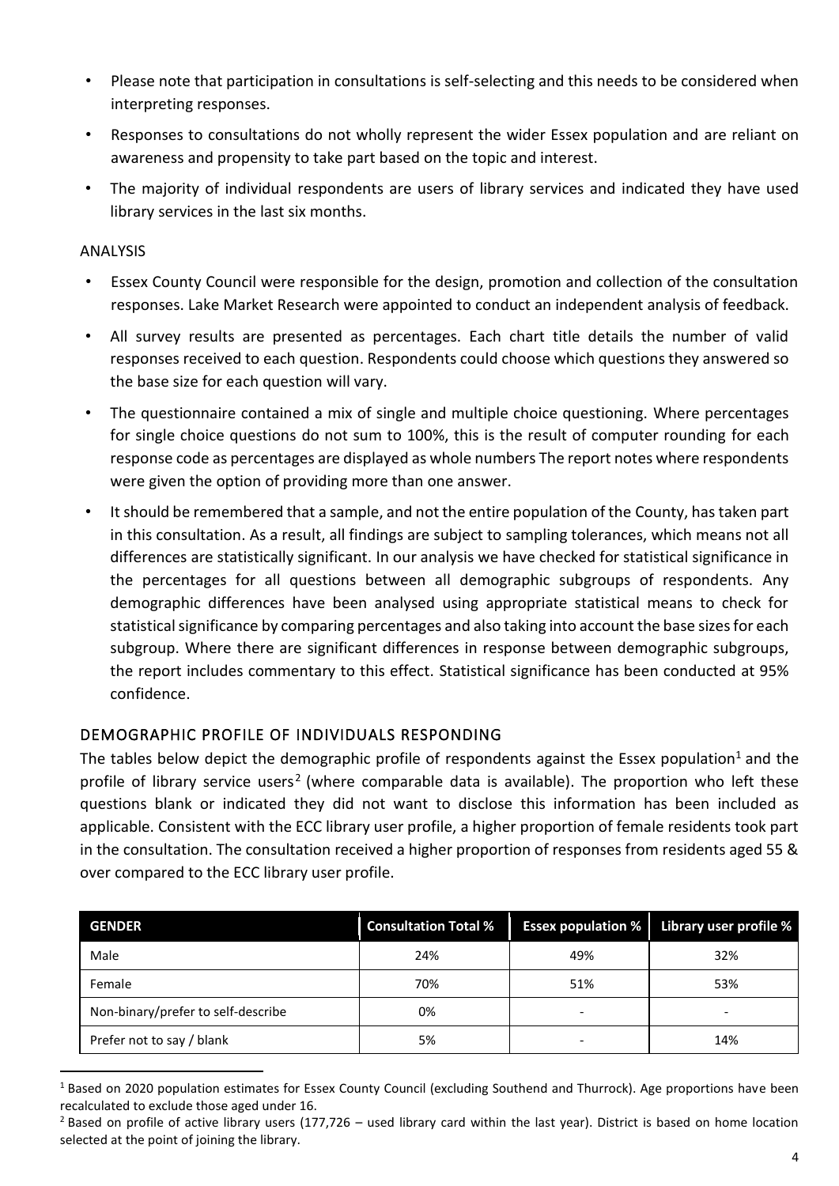- Please note that participation in consultations is self-selecting and this needs to be considered when interpreting responses.
- Responses to consultations do not wholly represent the wider Essex population and are reliant on awareness and propensity to take part based on the topic and interest.
- The majority of individual respondents are users of library services and indicated they have used library services in the last six months.

ANALYSIS

- Essex County Council were responsible for the design, promotion and collection of the consultation responses. Lake Market Research were appointed to conduct an independent analysis of feedback.
- All survey results are presented as percentages. Each chart title details the number of valid responses received to each question. Respondents could choose which questions they answered so the base size for each question will vary.
- The questionnaire contained a mix of single and multiple choice questioning. Where percentages for single choice questions do not sum to 100%, this is the result of computer rounding for each response code as percentages are displayed as whole numbers The report notes where respondents were given the option of providing more than one answer.
- It should be remembered that a sample, and not the entire population of the County, has taken part in this consultation. As a result, all findings are subject to sampling tolerances, which means not all differences are statistically significant. In our analysis we have checked for statistical significance in the percentages for all questions between all demographic subgroups of respondents. Any demographic differences have been analysed using appropriate statistical means to check for statistical significance by comparing percentages and also taking into account the base sizes for each subgroup. Where there are significant differences in response between demographic subgroups, the report includes commentary to this effect. Statistical significance has been conducted at 95% confidence.

## DEMOGRAPHIC PROFILE OF INDIVIDUALS RESPONDING

The tables below depict the demographic profile of respondents against the Essex population[1] and the profile of library service users[2] (where comparable data is available). The proportion who left these questions blank or indicated they did not want to disclose this information has been included as applicable. Consistent with the ECC library user profile, a higher proportion of female residents took part in the consultation. The consultation received a higher proportion of responses from residents aged 55 & over compared to the ECC library user profile.

| GENDER | Consultation Total % | Essex population % | Library user profile % |
|---|---|---|---|
| Male | 24% | 49% | 32% |
| Female | 70% | 51% | 53% |
| Non-binary/prefer to self-describe | 0% | - | - |
| Prefer not to say / blank | 5% | - | 14% |

[1] Based on 2020 population estimates for Essex County Council (excluding Southend and Thurrock). Age proportions have been recalculated to exclude those aged under 16.

[2] Based on profile of active library users (177,726 – used library card within the last year). District is based on home location selected at the point of joining the library.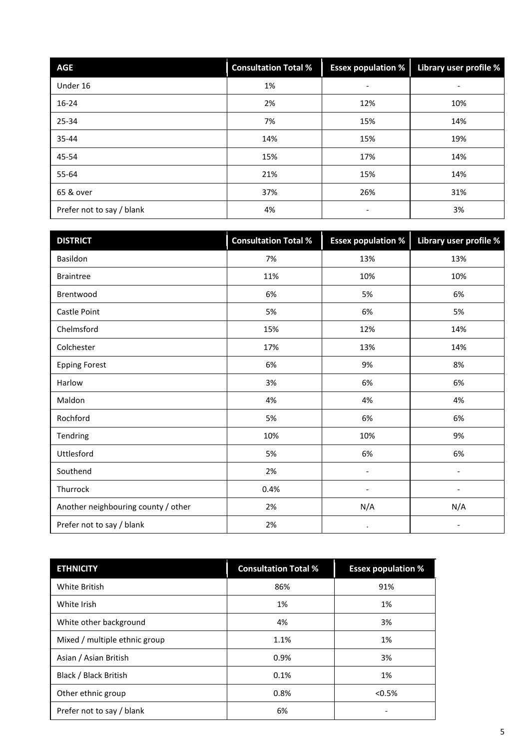| AGE | Consultation Total % | Essex population % | Library user profile % |
|---|---|---|---|
| Under 16 | 1% | - | - |
| 16-24 | 2% | 12% | 10% |
| 25-34 | 7% | 15% | 14% |
| 35-44 | 14% | 15% | 19% |
| 45-54 | 15% | 17% | 14% |
| 55-64 | 21% | 15% | 14% |
| 65 & over | 37% | 26% | 31% |
| Prefer not to say / blank | 4% | - | 3% |

| DISTRICT | Consultation Total % | Essex population % | Library user profile % |
|---|---|---|---|
| Basildon | 7% | 13% | 13% |
| Braintree | 11% | 10% | 10% |
| Brentwood | 6% | 5% | 6% |
| Castle Point | 5% | 6% | 5% |
| Chelmsford | 15% | 12% | 14% |
| Colchester | 17% | 13% | 14% |
| Epping Forest | 6% | 9% | 8% |
| Harlow | 3% | 6% | 6% |
| Maldon | 4% | 4% | 4% |
| Rochford | 5% | 6% | 6% |
| Tendring | 10% | 10% | 9% |
| Uttlesford | 5% | 6% | 6% |
| Southend | 2% | - | - |
| Thurrock | 0.4% | - | - |
| Another neighbouring county / other | 2% | N/A | N/A |
| Prefer not to say / blank | 2% | . | - |

| ETHNICITY | Consultation Total % | Essex population % |
|---|---|---|
| White British | 86% | 91% |
| White Irish | 1% | 1% |
| White other background | 4% | 3% |
| Mixed / multiple ethnic group | 1.1% | 1% |
| Asian / Asian British | 0.9% | 3% |
| Black / Black British | 0.1% | 1% |
| Other ethnic group | 0.8% | <0.5% |
| Prefer not to say / blank | 6% | - |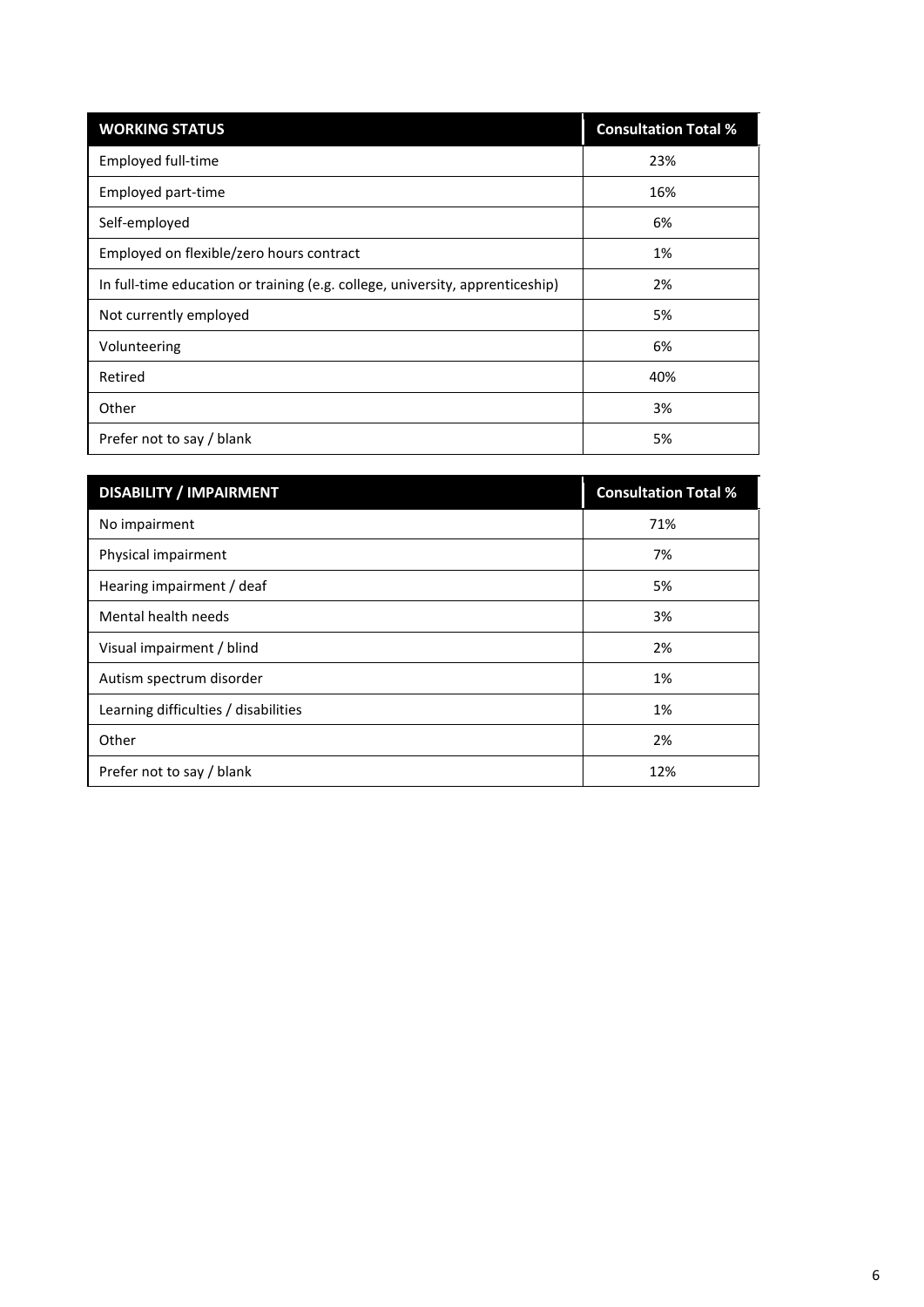| WORKING STATUS | Consultation Total % |
| --- | --- |
| Employed full-time | 23% |
| Employed part-time | 16% |
| Self-employed | 6% |
| Employed on flexible/zero hours contract | 1% |
| In full-time education or training (e.g. college, university, apprenticeship) | 2% |
| Not currently employed | 5% |
| Volunteering | 6% |
| Retired | 40% |
| Other | 3% |
| Prefer not to say / blank | 5% |

| DISABILITY / IMPAIRMENT | Consultation Total % |
| --- | --- |
| No impairment | 71% |
| Physical impairment | 7% |
| Hearing impairment / deaf | 5% |
| Mental health needs | 3% |
| Visual impairment / blind | 2% |
| Autism spectrum disorder | 1% |
| Learning difficulties / disabilities | 1% |
| Other | 2% |
| Prefer not to say / blank | 12% |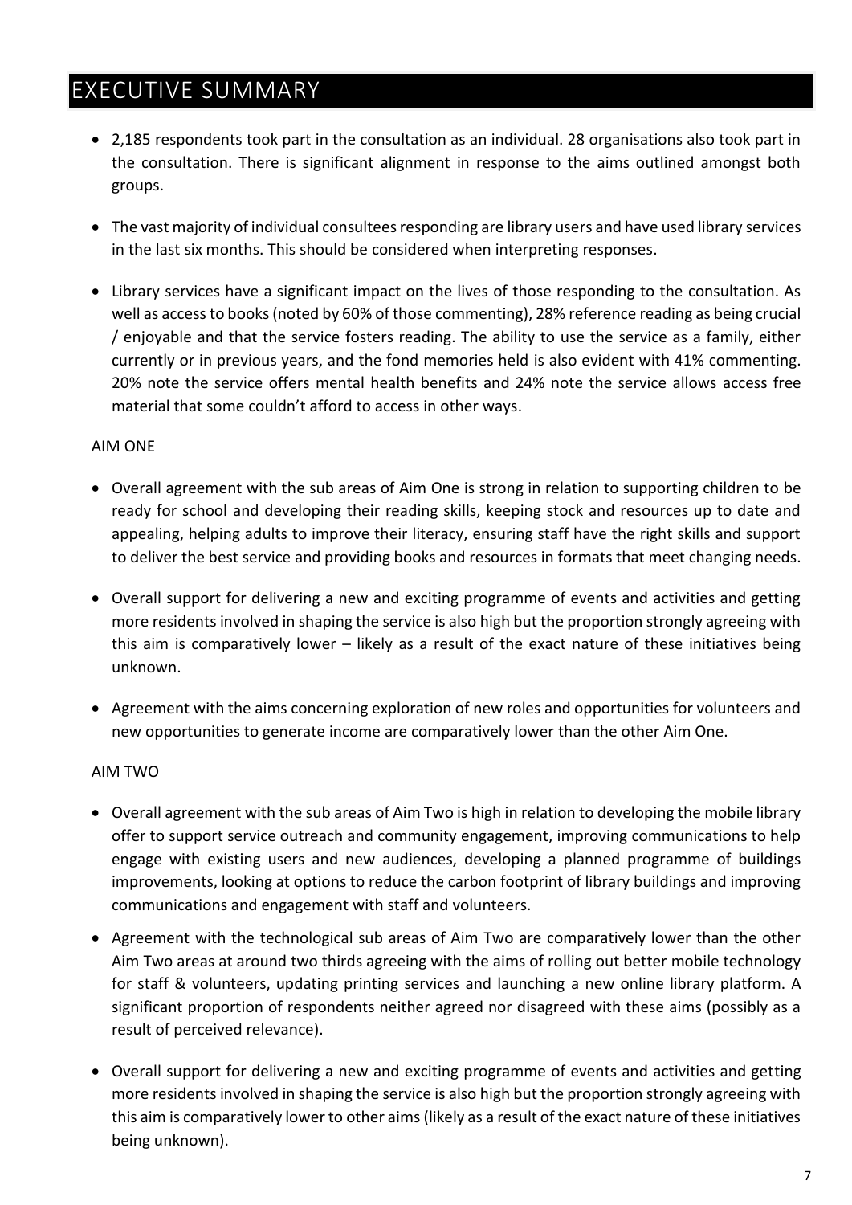# EXECUTIVE SUMMARY

- 2,185 respondents took part in the consultation as an individual. 28 organisations also took part in the consultation. There is significant alignment in response to the aims outlined amongst both groups.

- The vast majority of individual consultees responding are library users and have used library services in the last six months. This should be considered when interpreting responses.

- Library services have a significant impact on the lives of those responding to the consultation. As well as access to books (noted by 60% of those commenting), 28% reference reading as being crucial / enjoyable and that the service fosters reading. The ability to use the service as a family, either currently or in previous years, and the fond memories held is also evident with 41% commenting. 20% note the service offers mental health benefits and 24% note the service allows access free material that some couldn't afford to access in other ways.

AIM ONE

- Overall agreement with the sub areas of Aim One is strong in relation to supporting children to be ready for school and developing their reading skills, keeping stock and resources up to date and appealing, helping adults to improve their literacy, ensuring staff have the right skills and support to deliver the best service and providing books and resources in formats that meet changing needs.

- Overall support for delivering a new and exciting programme of events and activities and getting more residents involved in shaping the service is also high but the proportion strongly agreeing with this aim is comparatively lower – likely as a result of the exact nature of these initiatives being unknown.

- Agreement with the aims concerning exploration of new roles and opportunities for volunteers and new opportunities to generate income are comparatively lower than the other Aim One.

AIM TWO

- Overall agreement with the sub areas of Aim Two is high in relation to developing the mobile library offer to support service outreach and community engagement, improving communications to help engage with existing users and new audiences, developing a planned programme of buildings improvements, looking at options to reduce the carbon footprint of library buildings and improving communications and engagement with staff and volunteers.

- Agreement with the technological sub areas of Aim Two are comparatively lower than the other Aim Two areas at around two thirds agreeing with the aims of rolling out better mobile technology for staff & volunteers, updating printing services and launching a new online library platform. A significant proportion of respondents neither agreed nor disagreed with these aims (possibly as a result of perceived relevance).

- Overall support for delivering a new and exciting programme of events and activities and getting more residents involved in shaping the service is also high but the proportion strongly agreeing with this aim is comparatively lower to other aims (likely as a result of the exact nature of these initiatives being unknown).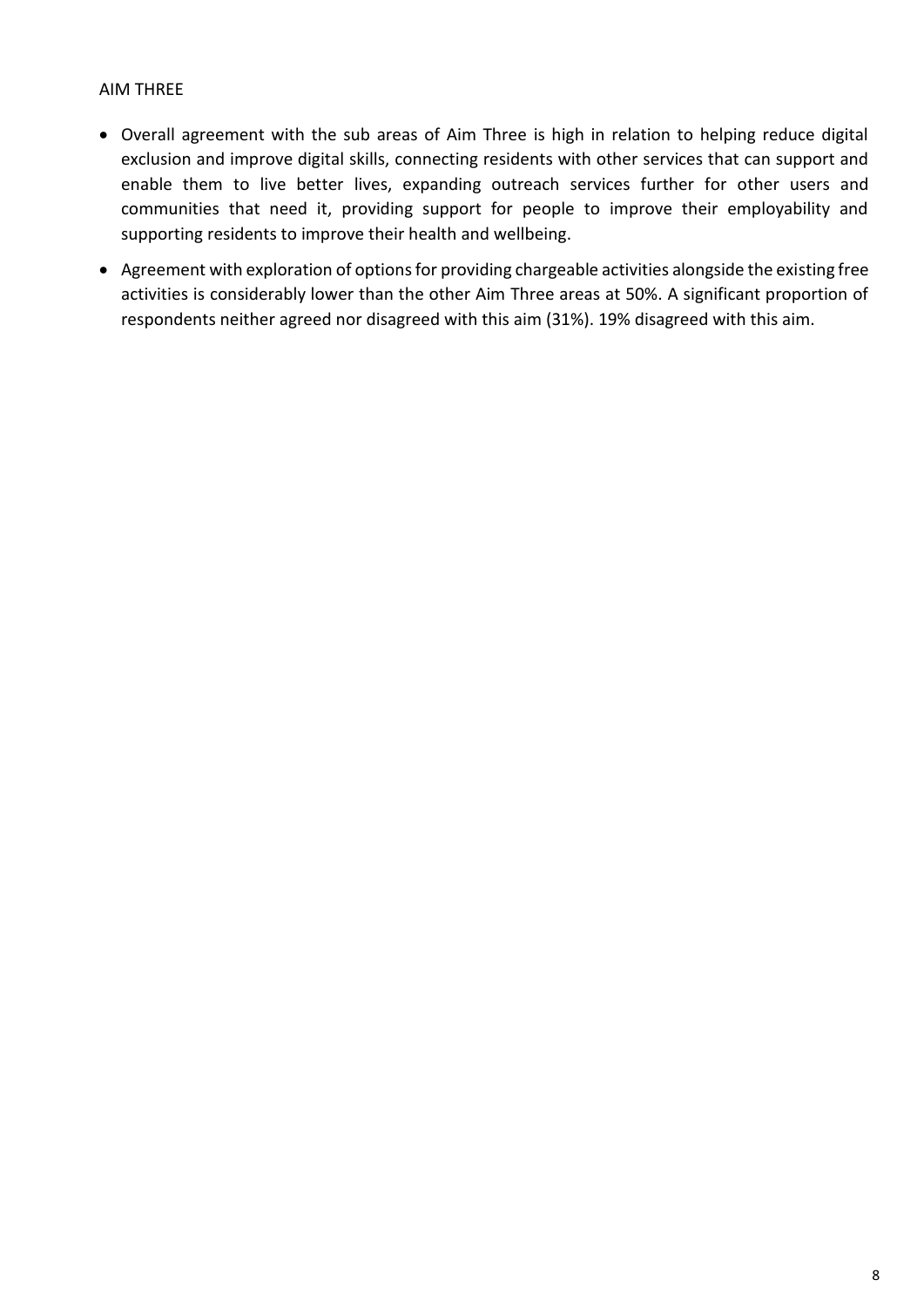AIM THREE

- Overall agreement with the sub areas of Aim Three is high in relation to helping reduce digital exclusion and improve digital skills, connecting residents with other services that can support and enable them to live better lives, expanding outreach services further for other users and communities that need it, providing support for people to improve their employability and supporting residents to improve their health and wellbeing.
- Agreement with exploration of options for providing chargeable activities alongside the existing free activities is considerably lower than the other Aim Three areas at 50%. A significant proportion of respondents neither agreed nor disagreed with this aim (31%). 19% disagreed with this aim.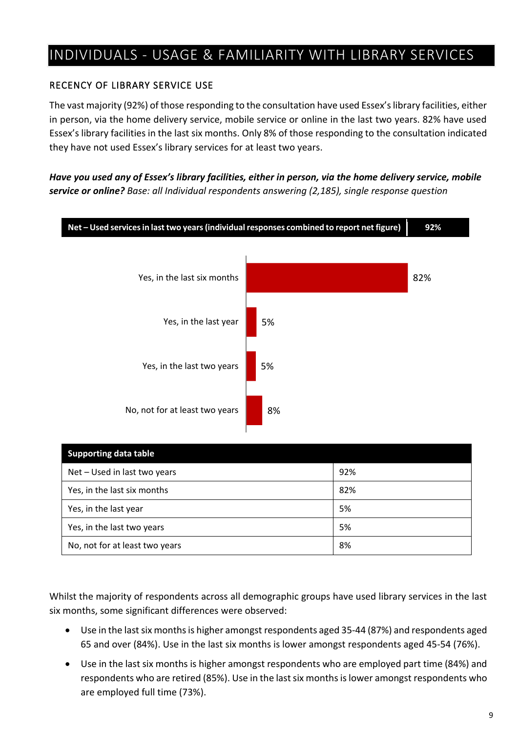# INDIVIDUALS - USAGE & FAMILIARITY WITH LIBRARY SERVICES

## RECENCY OF LIBRARY SERVICE USE

The vast majority (92%) of those responding to the consultation have used Essex's library facilities, either in person, via the home delivery service, mobile service or online in the last two years. 82% have used Essex's library facilities in the last six months. Only 8% of those responding to the consultation indicated they have not used Essex's library services for at least two years.

***Have you used any of Essex's library facilities, either in person, via the home delivery service, mobile service or online?*** *Base: all Individual respondents answering (2,185), single response question*

| Net – Used services in last two years (individual responses combined to report net figure) | 92% |
|---|---|

| | |
|---|---|
| Yes, in the last six months | 82% |
| Yes, in the last year | 5% |
| Yes, in the last two years | 5% |
| No, not for at least two years | 8% |

| Supporting data table | |
|---|---|
| Net – Used in last two years | 92% |
| Yes, in the last six months | 82% |
| Yes, in the last year | 5% |
| Yes, in the last two years | 5% |
| No, not for at least two years | 8% |

Whilst the majority of respondents across all demographic groups have used library services in the last six months, some significant differences were observed:

- Use in the last six months is higher amongst respondents aged 35-44 (87%) and respondents aged 65 and over (84%). Use in the last six months is lower amongst respondents aged 45-54 (76%).
- Use in the last six months is higher amongst respondents who are employed part time (84%) and respondents who are retired (85%). Use in the last six months is lower amongst respondents who are employed full time (73%).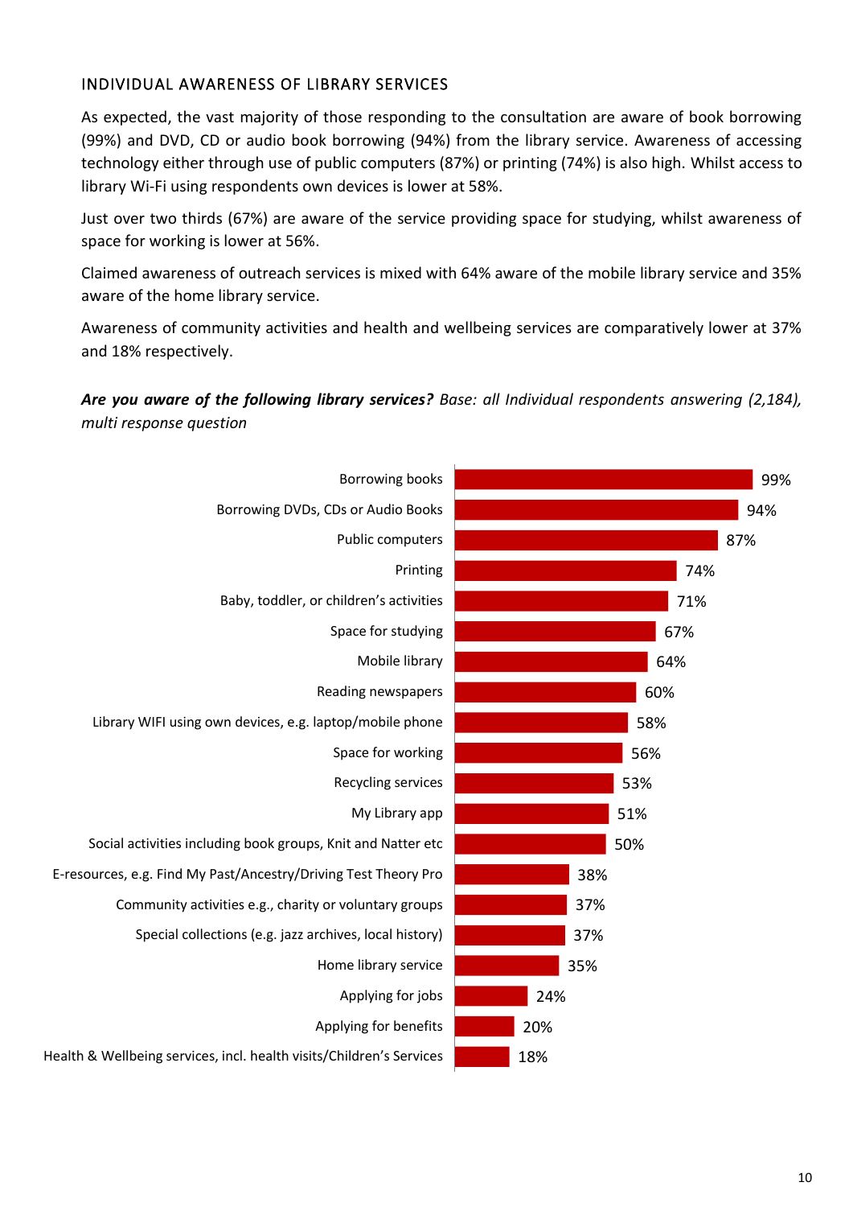## INDIVIDUAL AWARENESS OF LIBRARY SERVICES

As expected, the vast majority of those responding to the consultation are aware of book borrowing (99%) and DVD, CD or audio book borrowing (94%) from the library service. Awareness of accessing technology either through use of public computers (87%) or printing (74%) is also high. Whilst access to library Wi-Fi using respondents own devices is lower at 58%.

Just over two thirds (67%) are aware of the service providing space for studying, whilst awareness of space for working is lower at 56%.

Claimed awareness of outreach services is mixed with 64% aware of the mobile library service and 35% aware of the home library service.

Awareness of community activities and health and wellbeing services are comparatively lower at 37% and 18% respectively.

***Are you aware of the following library services?*** *Base: all Individual respondents answering (2,184), multi response question*

| Library service | % |
|---|---|
| Borrowing books | 99% |
| Borrowing DVDs, CDs or Audio Books | 94% |
| Public computers | 87% |
| Printing | 74% |
| Baby, toddler, or children's activities | 71% |
| Space for studying | 67% |
| Mobile library | 64% |
| Reading newspapers | 60% |
| Library WIFI using own devices, e.g. laptop/mobile phone | 58% |
| Space for working | 56% |
| Recycling services | 53% |
| My Library app | 51% |
| Social activities including book groups, Knit and Natter etc | 50% |
| E-resources, e.g. Find My Past/Ancestry/Driving Test Theory Pro | 38% |
| Community activities e.g., charity or voluntary groups | 37% |
| Special collections (e.g. jazz archives, local history) | 37% |
| Home library service | 35% |
| Applying for jobs | 24% |
| Applying for benefits | 20% |
| Health & Wellbeing services, incl. health visits/Children's Services | 18% |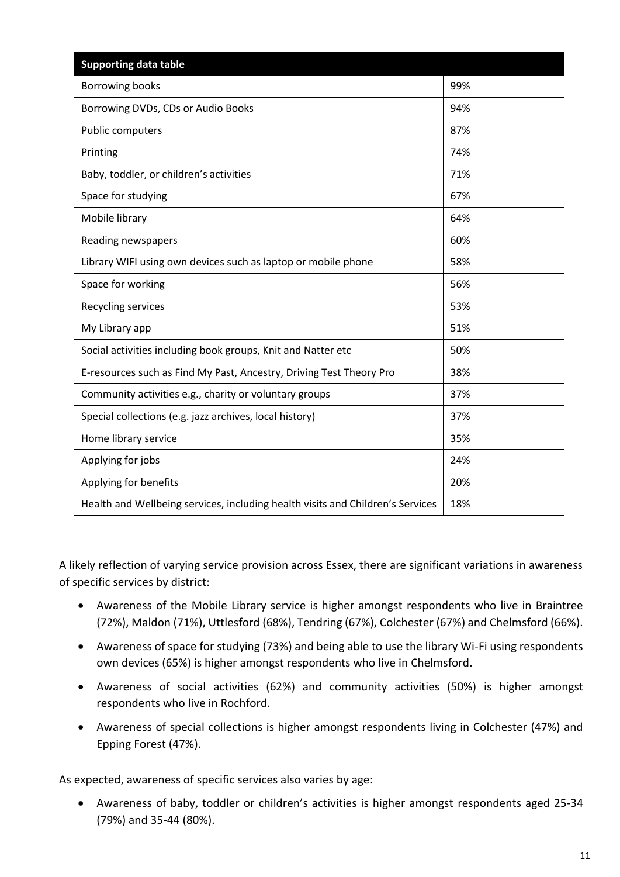| Supporting data table | |
|---|---|
| Borrowing books | 99% |
| Borrowing DVDs, CDs or Audio Books | 94% |
| Public computers | 87% |
| Printing | 74% |
| Baby, toddler, or children's activities | 71% |
| Space for studying | 67% |
| Mobile library | 64% |
| Reading newspapers | 60% |
| Library WIFI using own devices such as laptop or mobile phone | 58% |
| Space for working | 56% |
| Recycling services | 53% |
| My Library app | 51% |
| Social activities including book groups, Knit and Natter etc | 50% |
| E-resources such as Find My Past, Ancestry, Driving Test Theory Pro | 38% |
| Community activities e.g., charity or voluntary groups | 37% |
| Special collections (e.g. jazz archives, local history) | 37% |
| Home library service | 35% |
| Applying for jobs | 24% |
| Applying for benefits | 20% |
| Health and Wellbeing services, including health visits and Children's Services | 18% |

A likely reflection of varying service provision across Essex, there are significant variations in awareness of specific services by district:

- Awareness of the Mobile Library service is higher amongst respondents who live in Braintree (72%), Maldon (71%), Uttlesford (68%), Tendring (67%), Colchester (67%) and Chelmsford (66%).
- Awareness of space for studying (73%) and being able to use the library Wi-Fi using respondents own devices (65%) is higher amongst respondents who live in Chelmsford.
- Awareness of social activities (62%) and community activities (50%) is higher amongst respondents who live in Rochford.
- Awareness of special collections is higher amongst respondents living in Colchester (47%) and Epping Forest (47%).

As expected, awareness of specific services also varies by age:

- Awareness of baby, toddler or children's activities is higher amongst respondents aged 25-34 (79%) and 35-44 (80%).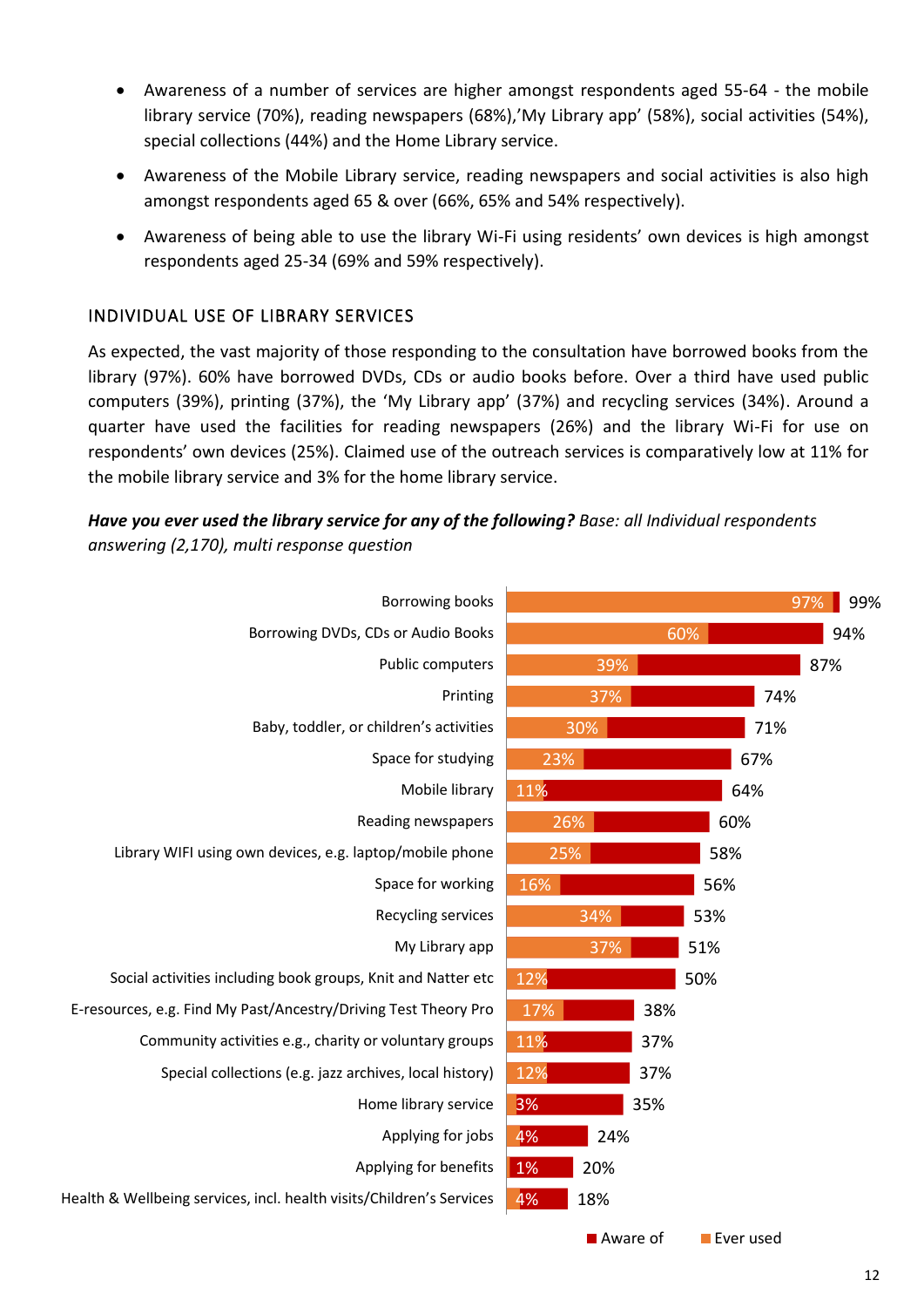- Awareness of a number of services are higher amongst respondents aged 55-64 - the mobile library service (70%), reading newspapers (68%),'My Library app' (58%), social activities (54%), special collections (44%) and the Home Library service.
- Awareness of the Mobile Library service, reading newspapers and social activities is also high amongst respondents aged 65 & over (66%, 65% and 54% respectively).
- Awareness of being able to use the library Wi-Fi using residents' own devices is high amongst respondents aged 25-34 (69% and 59% respectively).

## INDIVIDUAL USE OF LIBRARY SERVICES

As expected, the vast majority of those responding to the consultation have borrowed books from the library (97%). 60% have borrowed DVDs, CDs or audio books before. Over a third have used public computers (39%), printing (37%), the 'My Library app' (37%) and recycling services (34%). Around a quarter have used the facilities for reading newspapers (26%) and the library Wi-Fi for use on respondents' own devices (25%). Claimed use of the outreach services is comparatively low at 11% for the mobile library service and 3% for the home library service.

***Have you ever used the library service for any of the following?*** *Base: all Individual respondents answering (2,170), multi response question*

| Service | Ever used | Aware of |
|---|---|---|
| Borrowing books | 97% | 99% |
| Borrowing DVDs, CDs or Audio Books | 60% | 94% |
| Public computers | 39% | 87% |
| Printing | 37% | 74% |
| Baby, toddler, or children's activities | 30% | 71% |
| Space for studying | 23% | 67% |
| Mobile library | 11% | 64% |
| Reading newspapers | 26% | 60% |
| Library WIFI using own devices, e.g. laptop/mobile phone | 25% | 58% |
| Space for working | 16% | 56% |
| Recycling services | 34% | 53% |
| My Library app | 37% | 51% |
| Social activities including book groups, Knit and Natter etc | 12% | 50% |
| E-resources, e.g. Find My Past/Ancestry/Driving Test Theory Pro | 17% | 38% |
| Community activities e.g., charity or voluntary groups | 11% | 37% |
| Special collections (e.g. jazz archives, local history) | 12% | 37% |
| Home library service | 3% | 35% |
| Applying for jobs | 4% | 24% |
| Applying for benefits | 1% | 20% |
| Health & Wellbeing services, incl. health visits/Children's Services | 4% | 18% |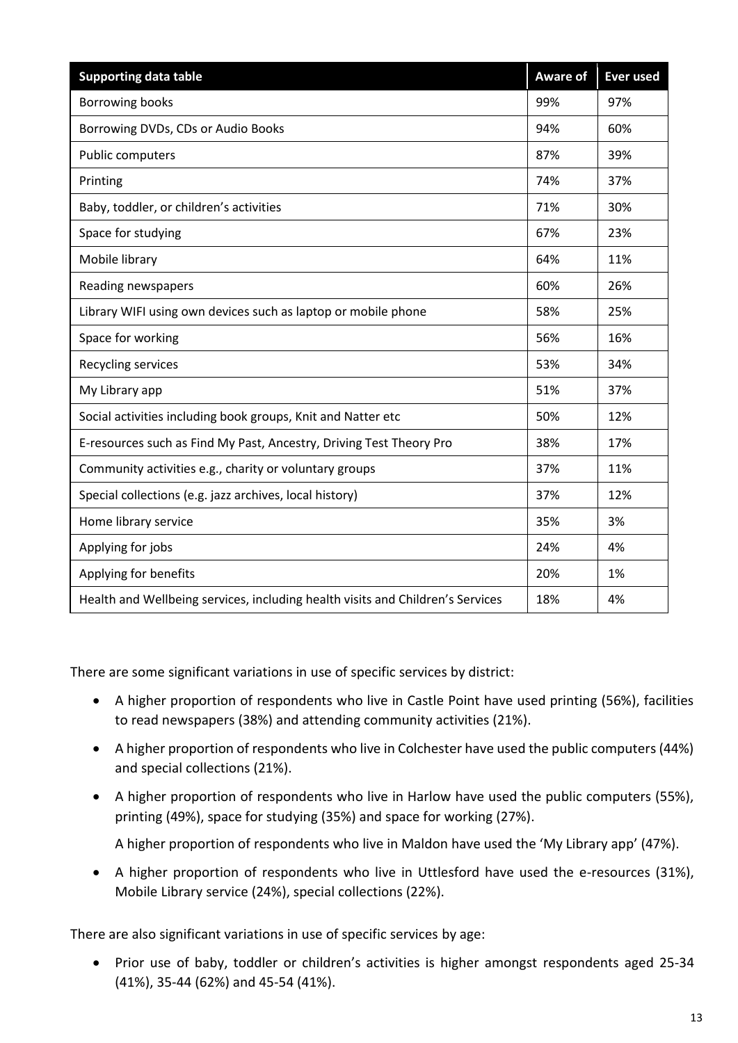| Supporting data table | Aware of | Ever used |
|---|---|---|
| Borrowing books | 99% | 97% |
| Borrowing DVDs, CDs or Audio Books | 94% | 60% |
| Public computers | 87% | 39% |
| Printing | 74% | 37% |
| Baby, toddler, or children's activities | 71% | 30% |
| Space for studying | 67% | 23% |
| Mobile library | 64% | 11% |
| Reading newspapers | 60% | 26% |
| Library WIFI using own devices such as laptop or mobile phone | 58% | 25% |
| Space for working | 56% | 16% |
| Recycling services | 53% | 34% |
| My Library app | 51% | 37% |
| Social activities including book groups, Knit and Natter etc | 50% | 12% |
| E-resources such as Find My Past, Ancestry, Driving Test Theory Pro | 38% | 17% |
| Community activities e.g., charity or voluntary groups | 37% | 11% |
| Special collections (e.g. jazz archives, local history) | 37% | 12% |
| Home library service | 35% | 3% |
| Applying for jobs | 24% | 4% |
| Applying for benefits | 20% | 1% |
| Health and Wellbeing services, including health visits and Children's Services | 18% | 4% |

There are some significant variations in use of specific services by district:

- A higher proportion of respondents who live in Castle Point have used printing (56%), facilities to read newspapers (38%) and attending community activities (21%).
- A higher proportion of respondents who live in Colchester have used the public computers (44%) and special collections (21%).
- A higher proportion of respondents who live in Harlow have used the public computers (55%), printing (49%), space for studying (35%) and space for working (27%).

  A higher proportion of respondents who live in Maldon have used the 'My Library app' (47%).
- A higher proportion of respondents who live in Uttlesford have used the e-resources (31%), Mobile Library service (24%), special collections (22%).

There are also significant variations in use of specific services by age:

- Prior use of baby, toddler or children's activities is higher amongst respondents aged 25-34 (41%), 35-44 (62%) and 45-54 (41%).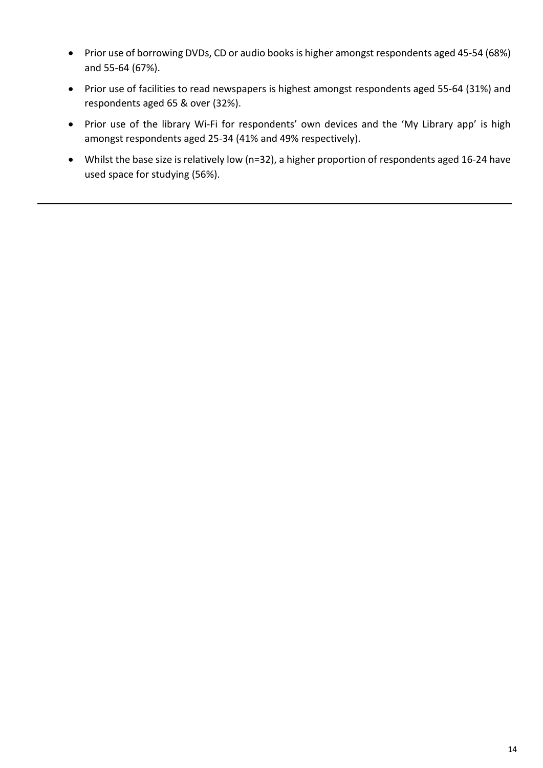- Prior use of borrowing DVDs, CD or audio books is higher amongst respondents aged 45-54 (68%) and 55-64 (67%).
- Prior use of facilities to read newspapers is highest amongst respondents aged 55-64 (31%) and respondents aged 65 & over (32%).
- Prior use of the library Wi-Fi for respondents' own devices and the 'My Library app' is high amongst respondents aged 25-34 (41% and 49% respectively).
- Whilst the base size is relatively low (n=32), a higher proportion of respondents aged 16-24 have used space for studying (56%).

---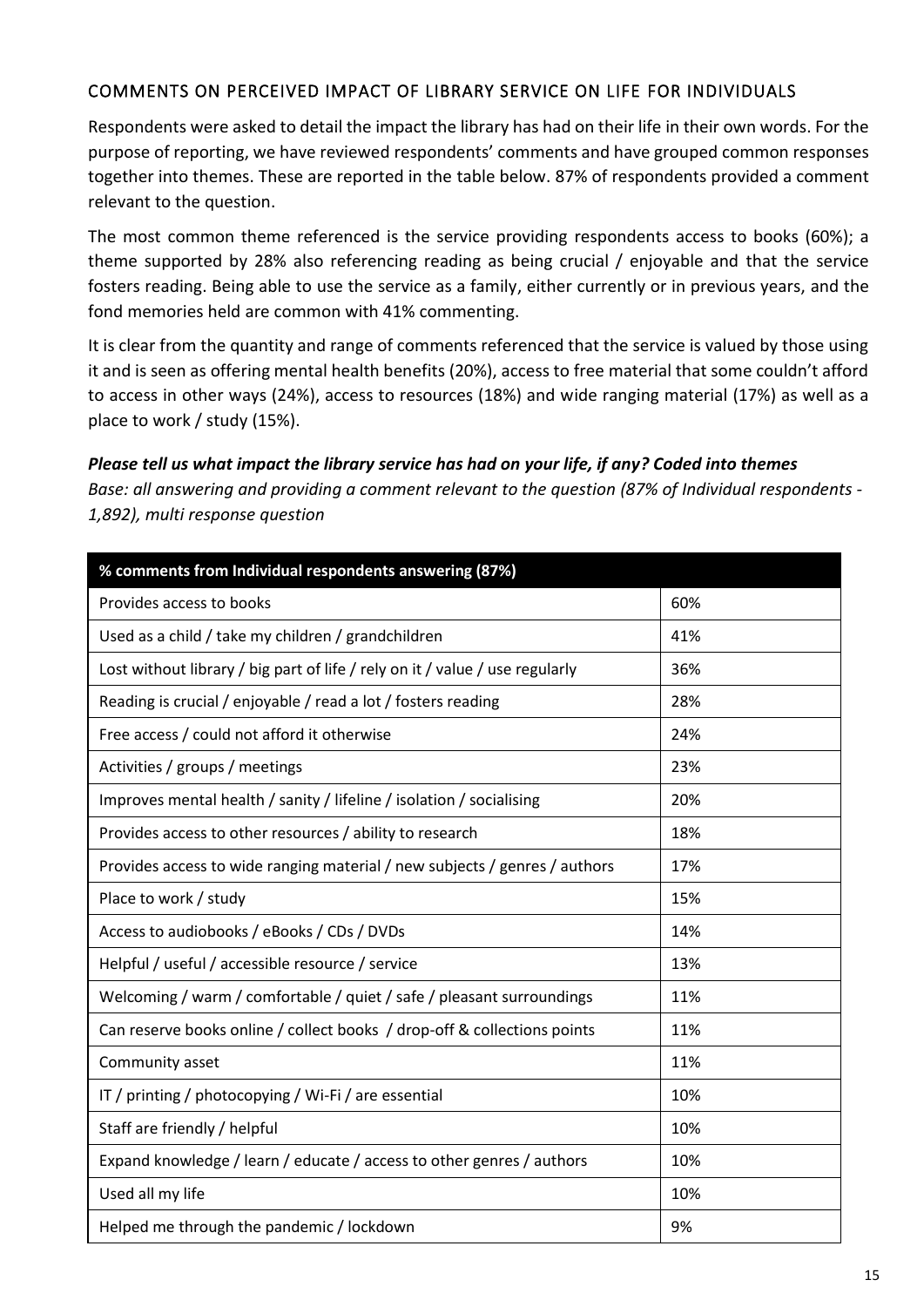## COMMENTS ON PERCEIVED IMPACT OF LIBRARY SERVICE ON LIFE FOR INDIVIDUALS

Respondents were asked to detail the impact the library has had on their life in their own words. For the purpose of reporting, we have reviewed respondents' comments and have grouped common responses together into themes. These are reported in the table below. 87% of respondents provided a comment relevant to the question.

The most common theme referenced is the service providing respondents access to books (60%); a theme supported by 28% also referencing reading as being crucial / enjoyable and that the service fosters reading. Being able to use the service as a family, either currently or in previous years, and the fond memories held are common with 41% commenting.

It is clear from the quantity and range of comments referenced that the service is valued by those using it and is seen as offering mental health benefits (20%), access to free material that some couldn't afford to access in other ways (24%), access to resources (18%) and wide ranging material (17%) as well as a place to work / study (15%).

***Please tell us what impact the library service has had on your life, if any? Coded into themes***

*Base: all answering and providing a comment relevant to the question (87% of Individual respondents - 1,892), multi response question*

| % comments from Individual respondents answering (87%) | |
|---|---|
| Provides access to books | 60% |
| Used as a child / take my children / grandchildren | 41% |
| Lost without library / big part of life / rely on it / value / use regularly | 36% |
| Reading is crucial / enjoyable / read a lot / fosters reading | 28% |
| Free access / could not afford it otherwise | 24% |
| Activities / groups / meetings | 23% |
| Improves mental health / sanity / lifeline / isolation / socialising | 20% |
| Provides access to other resources / ability to research | 18% |
| Provides access to wide ranging material / new subjects / genres / authors | 17% |
| Place to work / study | 15% |
| Access to audiobooks / eBooks / CDs / DVDs | 14% |
| Helpful / useful / accessible resource / service | 13% |
| Welcoming / warm / comfortable / quiet / safe / pleasant surroundings | 11% |
| Can reserve books online / collect books / drop-off & collections points | 11% |
| Community asset | 11% |
| IT / printing / photocopying / Wi-Fi / are essential | 10% |
| Staff are friendly / helpful | 10% |
| Expand knowledge / learn / educate / access to other genres / authors | 10% |
| Used all my life | 10% |
| Helped me through the pandemic / lockdown | 9% |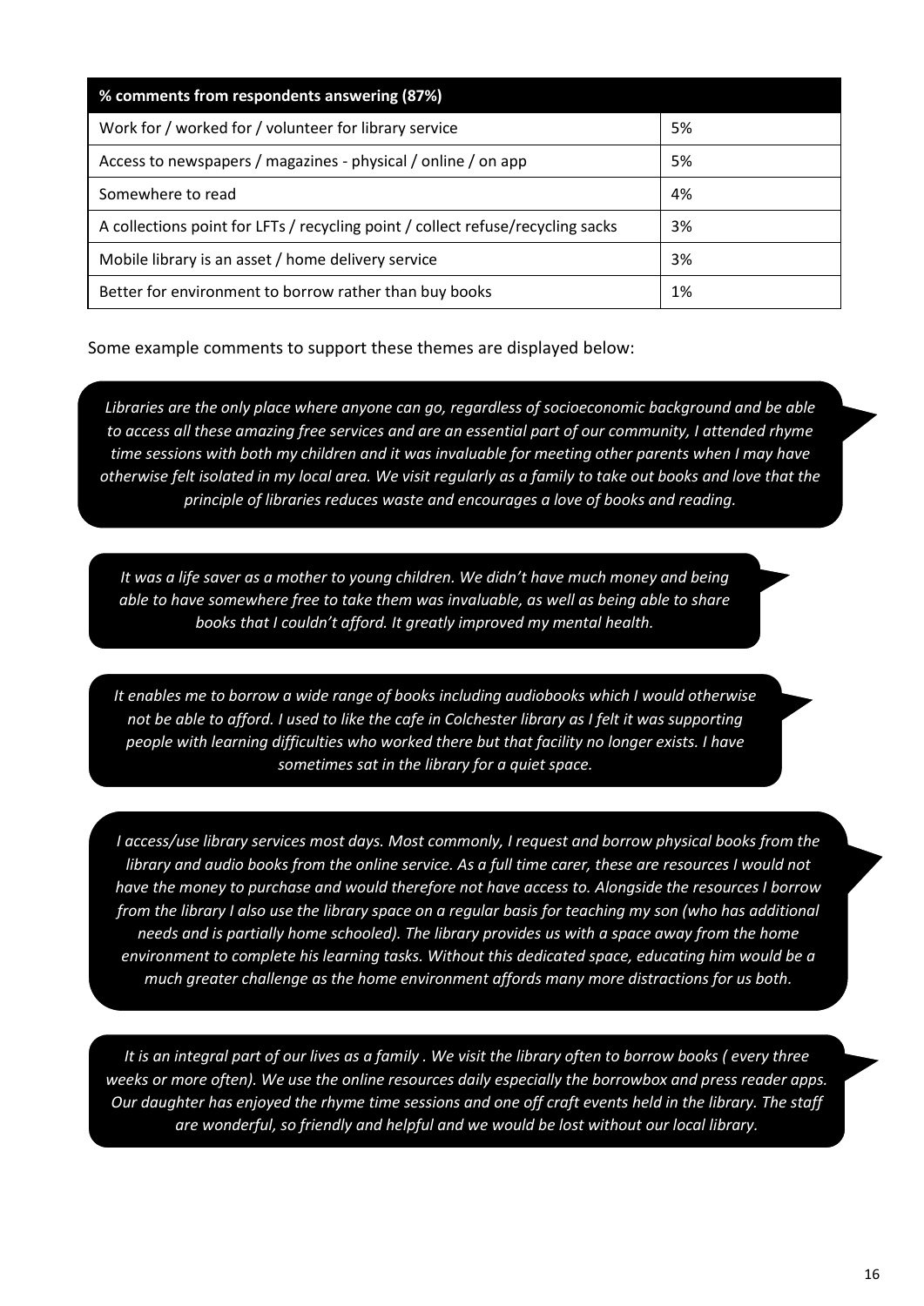| % comments from respondents answering (87%) | |
|---|---|
| Work for / worked for / volunteer for library service | 5% |
| Access to newspapers / magazines - physical / online / on app | 5% |
| Somewhere to read | 4% |
| A collections point for LFTs / recycling point / collect refuse/recycling sacks | 3% |
| Mobile library is an asset / home delivery service | 3% |
| Better for environment to borrow rather than buy books | 1% |

Some example comments to support these themes are displayed below:

*Libraries are the only place where anyone can go, regardless of socioeconomic background and be able to access all these amazing free services and are an essential part of our community, I attended rhyme time sessions with both my children and it was invaluable for meeting other parents when I may have otherwise felt isolated in my local area. We visit regularly as a family to take out books and love that the principle of libraries reduces waste and encourages a love of books and reading.*

*It was a life saver as a mother to young children. We didn't have much money and being able to have somewhere free to take them was invaluable, as well as being able to share books that I couldn't afford. It greatly improved my mental health.*

*It enables me to borrow a wide range of books including audiobooks which I would otherwise not be able to afford. I used to like the cafe in Colchester library as I felt it was supporting people with learning difficulties who worked there but that facility no longer exists. I have sometimes sat in the library for a quiet space.*

*I access/use library services most days. Most commonly, I request and borrow physical books from the library and audio books from the online service. As a full time carer, these are resources I would not have the money to purchase and would therefore not have access to. Alongside the resources I borrow from the library I also use the library space on a regular basis for teaching my son (who has additional needs and is partially home schooled). The library provides us with a space away from the home environment to complete his learning tasks. Without this dedicated space, educating him would be a much greater challenge as the home environment affords many more distractions for us both.*

*It is an integral part of our lives as a family . We visit the library often to borrow books ( every three weeks or more often). We use the online resources daily especially the borrowbox and press reader apps. Our daughter has enjoyed the rhyme time sessions and one off craft events held in the library. The staff are wonderful, so friendly and helpful and we would be lost without our local library.*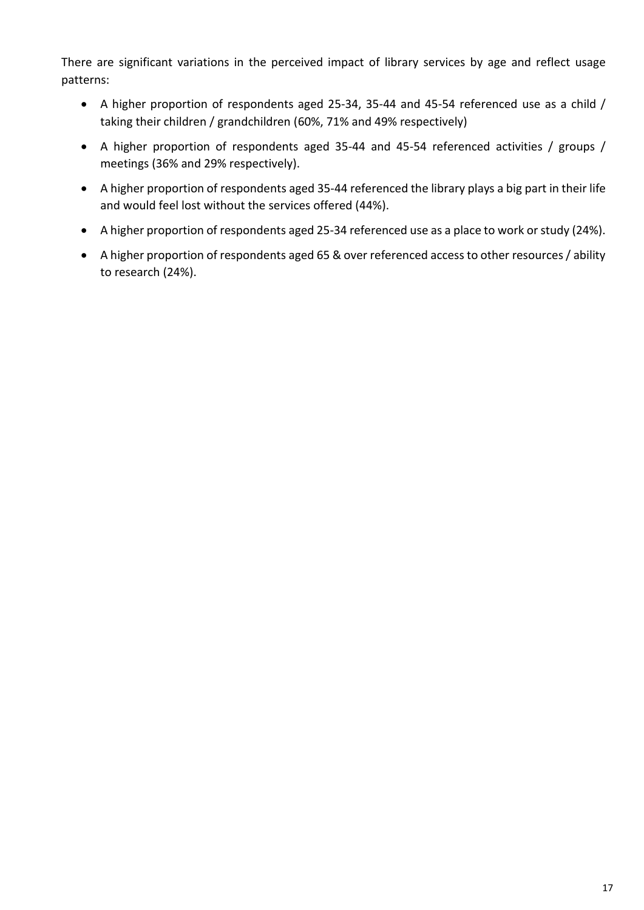There are significant variations in the perceived impact of library services by age and reflect usage patterns:

- A higher proportion of respondents aged 25-34, 35-44 and 45-54 referenced use as a child / taking their children / grandchildren (60%, 71% and 49% respectively)
- A higher proportion of respondents aged 35-44 and 45-54 referenced activities / groups / meetings (36% and 29% respectively).
- A higher proportion of respondents aged 35-44 referenced the library plays a big part in their life and would feel lost without the services offered (44%).
- A higher proportion of respondents aged 25-34 referenced use as a place to work or study (24%).
- A higher proportion of respondents aged 65 & over referenced access to other resources / ability to research (24%).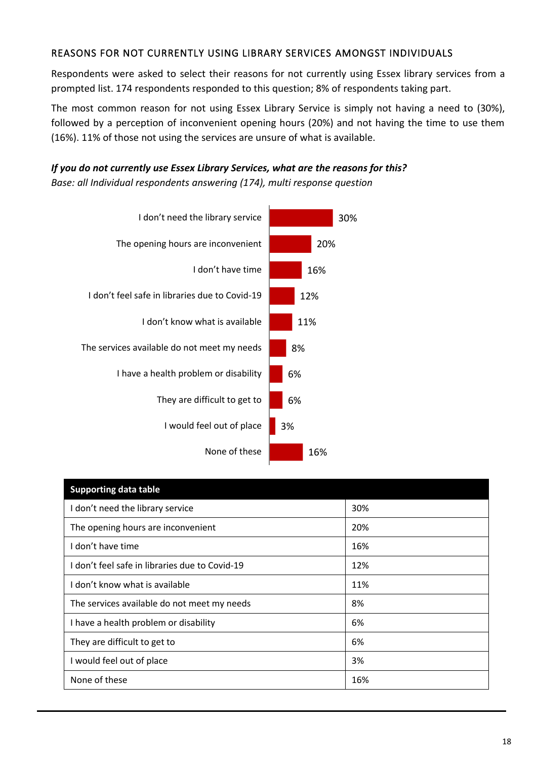### REASONS FOR NOT CURRENTLY USING LIBRARY SERVICES AMONGST INDIVIDUALS

Respondents were asked to select their reasons for not currently using Essex library services from a prompted list. 174 respondents responded to this question; 8% of respondents taking part.

The most common reason for not using Essex Library Service is simply not having a need to (30%), followed by a perception of inconvenient opening hours (20%) and not having the time to use them (16%). 11% of those not using the services are unsure of what is available.

***If you do not currently use Essex Library Services, what are the reasons for this?***

*Base: all Individual respondents answering (174), multi response question*

| Supporting data table | |
|---|---|
| I don't need the library service | 30% |
| The opening hours are inconvenient | 20% |
| I don't have time | 16% |
| I don't feel safe in libraries due to Covid-19 | 12% |
| I don't know what is available | 11% |
| The services available do not meet my needs | 8% |
| I have a health problem or disability | 6% |
| They are difficult to get to | 6% |
| I would feel out of place | 3% |
| None of these | 16% |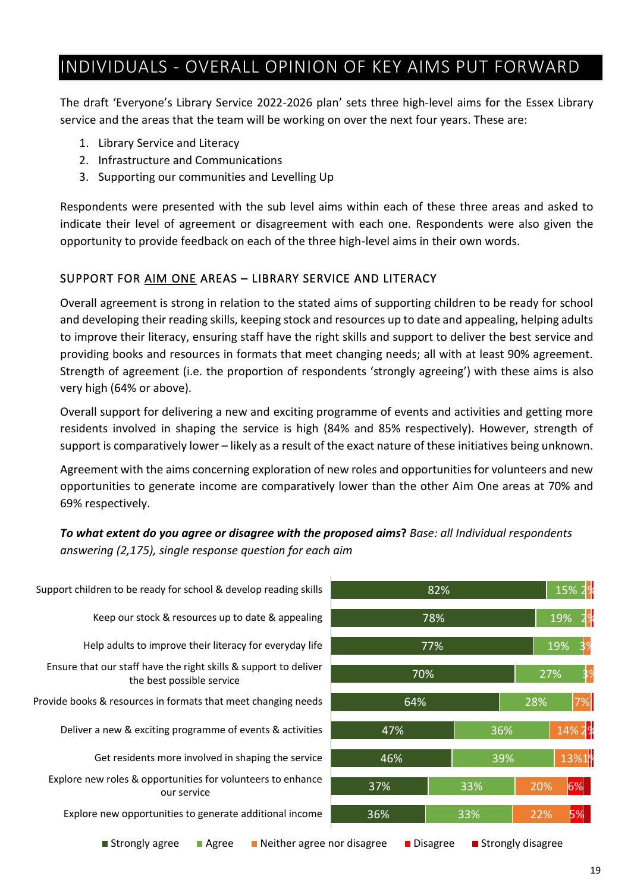# INDIVIDUALS - OVERALL OPINION OF KEY AIMS PUT FORWARD

The draft 'Everyone's Library Service 2022-2026 plan' sets three high-level aims for the Essex Library service and the areas that the team will be working on over the next four years. These are:

1. Library Service and Literacy
2. Infrastructure and Communications
3. Supporting our communities and Levelling Up

Respondents were presented with the sub level aims within each of these three areas and asked to indicate their level of agreement or disagreement with each one. Respondents were also given the opportunity to provide feedback on each of the three high-level aims in their own words.

## SUPPORT FOR AIM ONE AREAS – LIBRARY SERVICE AND LITERACY

Overall agreement is strong in relation to the stated aims of supporting children to be ready for school and developing their reading skills, keeping stock and resources up to date and appealing, helping adults to improve their literacy, ensuring staff have the right skills and support to deliver the best service and providing books and resources in formats that meet changing needs; all with at least 90% agreement. Strength of agreement (i.e. the proportion of respondents 'strongly agreeing') with these aims is also very high (64% or above).

Overall support for delivering a new and exciting programme of events and activities and getting more residents involved in shaping the service is high (84% and 85% respectively). However, strength of support is comparatively lower – likely as a result of the exact nature of these initiatives being unknown.

Agreement with the aims concerning exploration of new roles and opportunities for volunteers and new opportunities to generate income are comparatively lower than the other Aim One areas at 70% and 69% respectively.

***To what extent do you agree or disagree with the proposed aims?*** *Base: all Individual respondents answering (2,175), single response question for each aim*

| Aim | Strongly agree | Agree | Neither agree nor disagree | Disagree | Strongly disagree |
|---|---|---|---|---|---|
| Support children to be ready for school & develop reading skills | 82% | 15% | 2% | | |
| Keep our stock & resources up to date & appealing | 78% | 19% | 2% | | |
| Help adults to improve their literacy for everyday life | 77% | 19% | 3% | | |
| Ensure that our staff have the right skills & support to deliver the best possible service | 70% | 27% | 3% | | |
| Provide books & resources in formats that meet changing needs | 64% | 28% | 7% | | |
| Deliver a new & exciting programme of events & activities | 47% | 36% | 14% | 2% | |
| Get residents more involved in shaping the service | 46% | 39% | 13% | 1% | |
| Explore new roles & opportunities for volunteers to enhance our service | 37% | 33% | 20% | 6% | |
| Explore new opportunities to generate additional income | 36% | 33% | 22% | 5% | |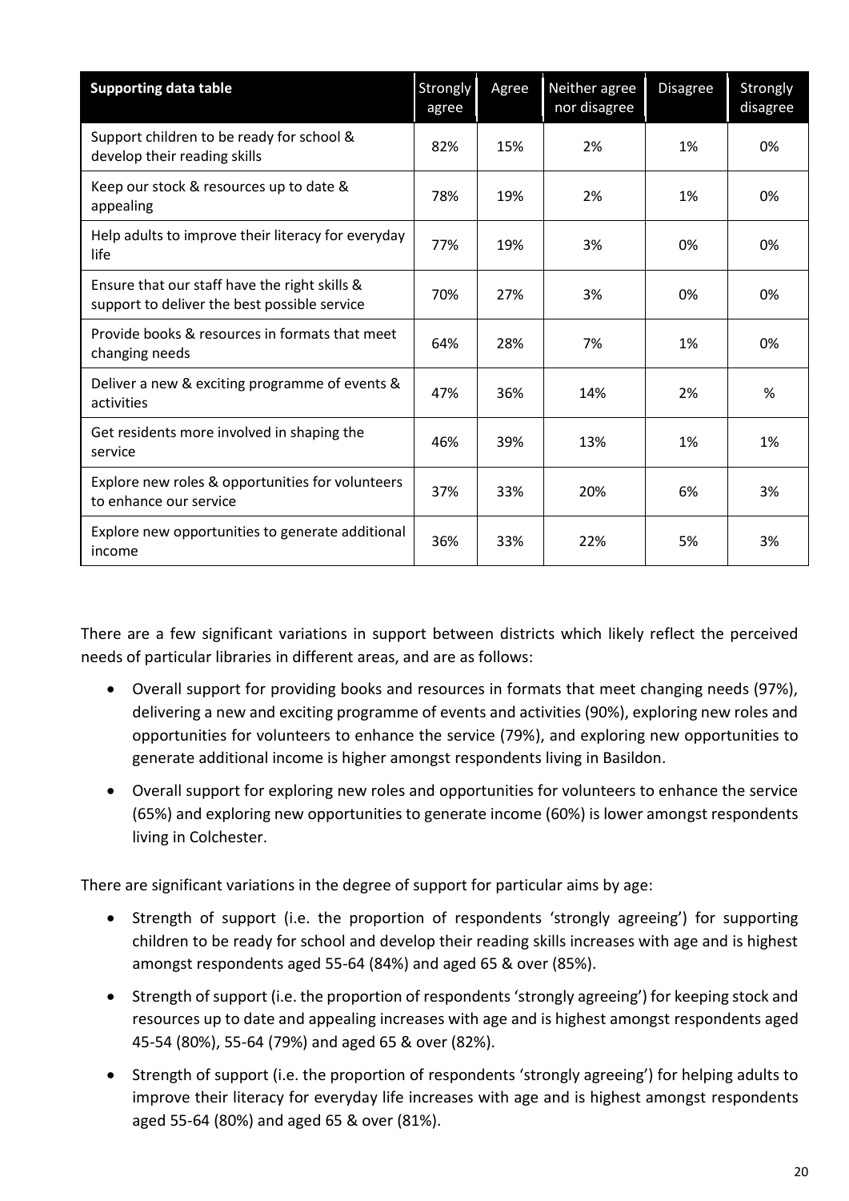| Supporting data table | Strongly agree | Agree | Neither agree nor disagree | Disagree | Strongly disagree |
|---|---|---|---|---|---|
| Support children to be ready for school & develop their reading skills | 82% | 15% | 2% | 1% | 0% |
| Keep our stock & resources up to date & appealing | 78% | 19% | 2% | 1% | 0% |
| Help adults to improve their literacy for everyday life | 77% | 19% | 3% | 0% | 0% |
| Ensure that our staff have the right skills & support to deliver the best possible service | 70% | 27% | 3% | 0% | 0% |
| Provide books & resources in formats that meet changing needs | 64% | 28% | 7% | 1% | 0% |
| Deliver a new & exciting programme of events & activities | 47% | 36% | 14% | 2% | % |
| Get residents more involved in shaping the service | 46% | 39% | 13% | 1% | 1% |
| Explore new roles & opportunities for volunteers to enhance our service | 37% | 33% | 20% | 6% | 3% |
| Explore new opportunities to generate additional income | 36% | 33% | 22% | 5% | 3% |

There are a few significant variations in support between districts which likely reflect the perceived needs of particular libraries in different areas, and are as follows:

- Overall support for providing books and resources in formats that meet changing needs (97%), delivering a new and exciting programme of events and activities (90%), exploring new roles and opportunities for volunteers to enhance the service (79%), and exploring new opportunities to generate additional income is higher amongst respondents living in Basildon.
- Overall support for exploring new roles and opportunities for volunteers to enhance the service (65%) and exploring new opportunities to generate income (60%) is lower amongst respondents living in Colchester.

There are significant variations in the degree of support for particular aims by age:

- Strength of support (i.e. the proportion of respondents 'strongly agreeing') for supporting children to be ready for school and develop their reading skills increases with age and is highest amongst respondents aged 55-64 (84%) and aged 65 & over (85%).
- Strength of support (i.e. the proportion of respondents 'strongly agreeing') for keeping stock and resources up to date and appealing increases with age and is highest amongst respondents aged 45-54 (80%), 55-64 (79%) and aged 65 & over (82%).
- Strength of support (i.e. the proportion of respondents 'strongly agreeing') for helping adults to improve their literacy for everyday life increases with age and is highest amongst respondents aged 55-64 (80%) and aged 65 & over (81%).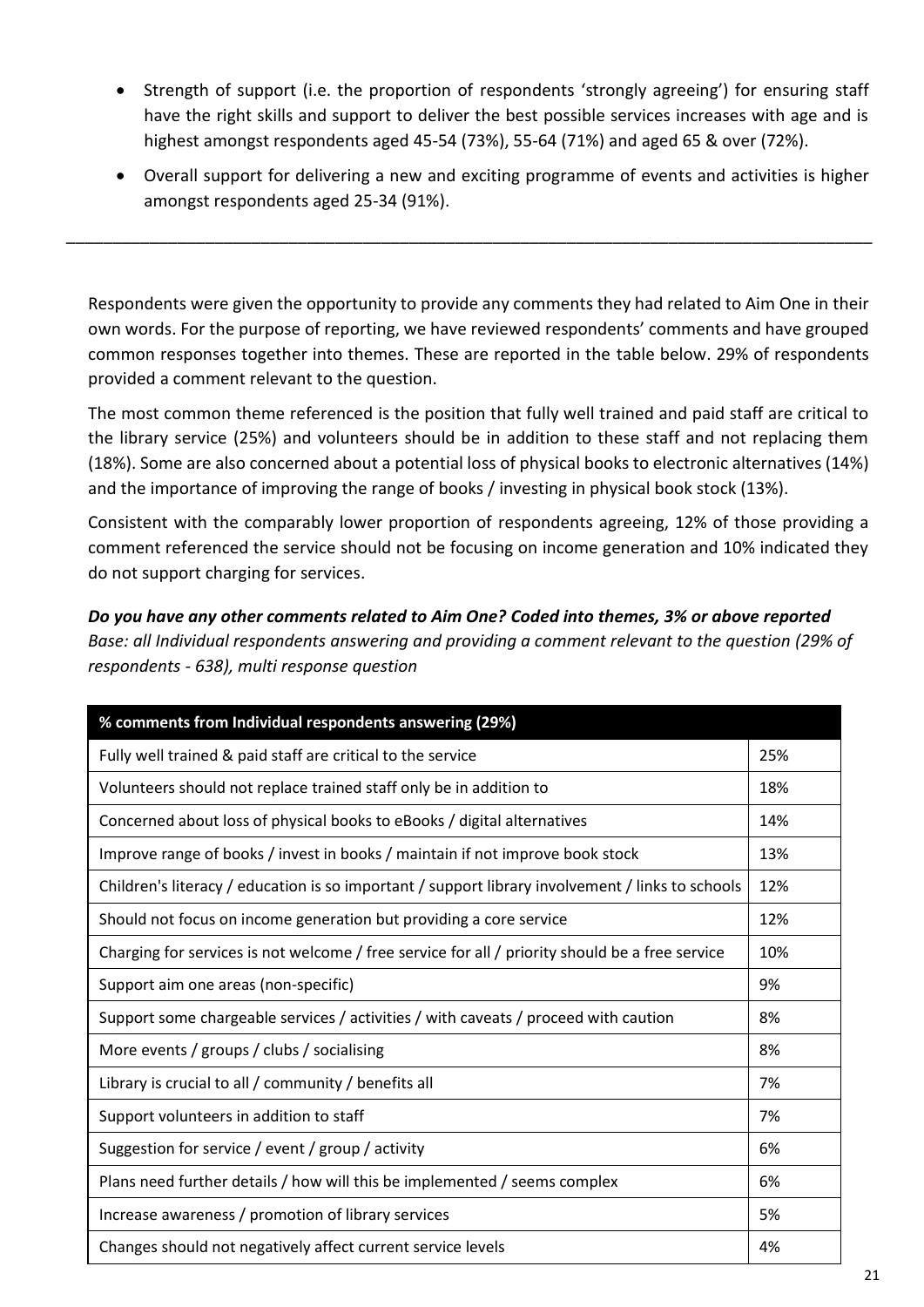- Strength of support (i.e. the proportion of respondents 'strongly agreeing') for ensuring staff have the right skills and support to deliver the best possible services increases with age and is highest amongst respondents aged 45-54 (73%), 55-64 (71%) and aged 65 & over (72%).
- Overall support for delivering a new and exciting programme of events and activities is higher amongst respondents aged 25-34 (91%).

---

Respondents were given the opportunity to provide any comments they had related to Aim One in their own words. For the purpose of reporting, we have reviewed respondents' comments and have grouped common responses together into themes. These are reported in the table below. 29% of respondents provided a comment relevant to the question.

The most common theme referenced is the position that fully well trained and paid staff are critical to the library service (25%) and volunteers should be in addition to these staff and not replacing them (18%). Some are also concerned about a potential loss of physical books to electronic alternatives (14%) and the importance of improving the range of books / investing in physical book stock (13%).

Consistent with the comparably lower proportion of respondents agreeing, 12% of those providing a comment referenced the service should not be focusing on income generation and 10% indicated they do not support charging for services.

***Do you have any other comments related to Aim One? Coded into themes, 3% or above reported***
*Base: all Individual respondents answering and providing a comment relevant to the question (29% of respondents - 638), multi response question*

| % comments from Individual respondents answering (29%) | |
|---|---|
| Fully well trained & paid staff are critical to the service | 25% |
| Volunteers should not replace trained staff only be in addition to | 18% |
| Concerned about loss of physical books to eBooks / digital alternatives | 14% |
| Improve range of books / invest in books / maintain if not improve book stock | 13% |
| Children's literacy / education is so important / support library involvement / links to schools | 12% |
| Should not focus on income generation but providing a core service | 12% |
| Charging for services is not welcome / free service for all / priority should be a free service | 10% |
| Support aim one areas (non-specific) | 9% |
| Support some chargeable services / activities / with caveats / proceed with caution | 8% |
| More events / groups / clubs / socialising | 8% |
| Library is crucial to all / community / benefits all | 7% |
| Support volunteers in addition to staff | 7% |
| Suggestion for service / event / group / activity | 6% |
| Plans need further details / how will this be implemented / seems complex | 6% |
| Increase awareness / promotion of library services | 5% |
| Changes should not negatively affect current service levels | 4% |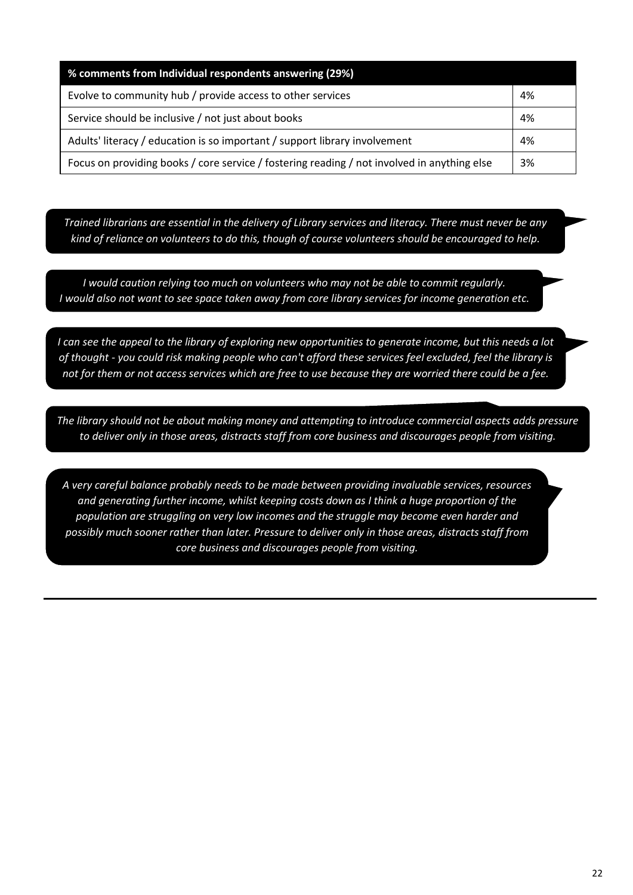| % comments from Individual respondents answering (29%) | |
|---|---|
| Evolve to community hub / provide access to other services | 4% |
| Service should be inclusive / not just about books | 4% |
| Adults' literacy / education is so important / support library involvement | 4% |
| Focus on providing books / core service / fostering reading / not involved in anything else | 3% |

*Trained librarians are essential in the delivery of Library services and literacy. There must never be any kind of reliance on volunteers to do this, though of course volunteers should be encouraged to help.*

*I would caution relying too much on volunteers who may not be able to commit regularly. I would also not want to see space taken away from core library services for income generation etc.*

*I can see the appeal to the library of exploring new opportunities to generate income, but this needs a lot of thought - you could risk making people who can't afford these services feel excluded, feel the library is not for them or not access services which are free to use because they are worried there could be a fee.*

*The library should not be about making money and attempting to introduce commercial aspects adds pressure to deliver only in those areas, distracts staff from core business and discourages people from visiting.*

*A very careful balance probably needs to be made between providing invaluable services, resources and generating further income, whilst keeping costs down as I think a huge proportion of the population are struggling on very low incomes and the struggle may become even harder and possibly much sooner rather than later. Pressure to deliver only in those areas, distracts staff from core business and discourages people from visiting.*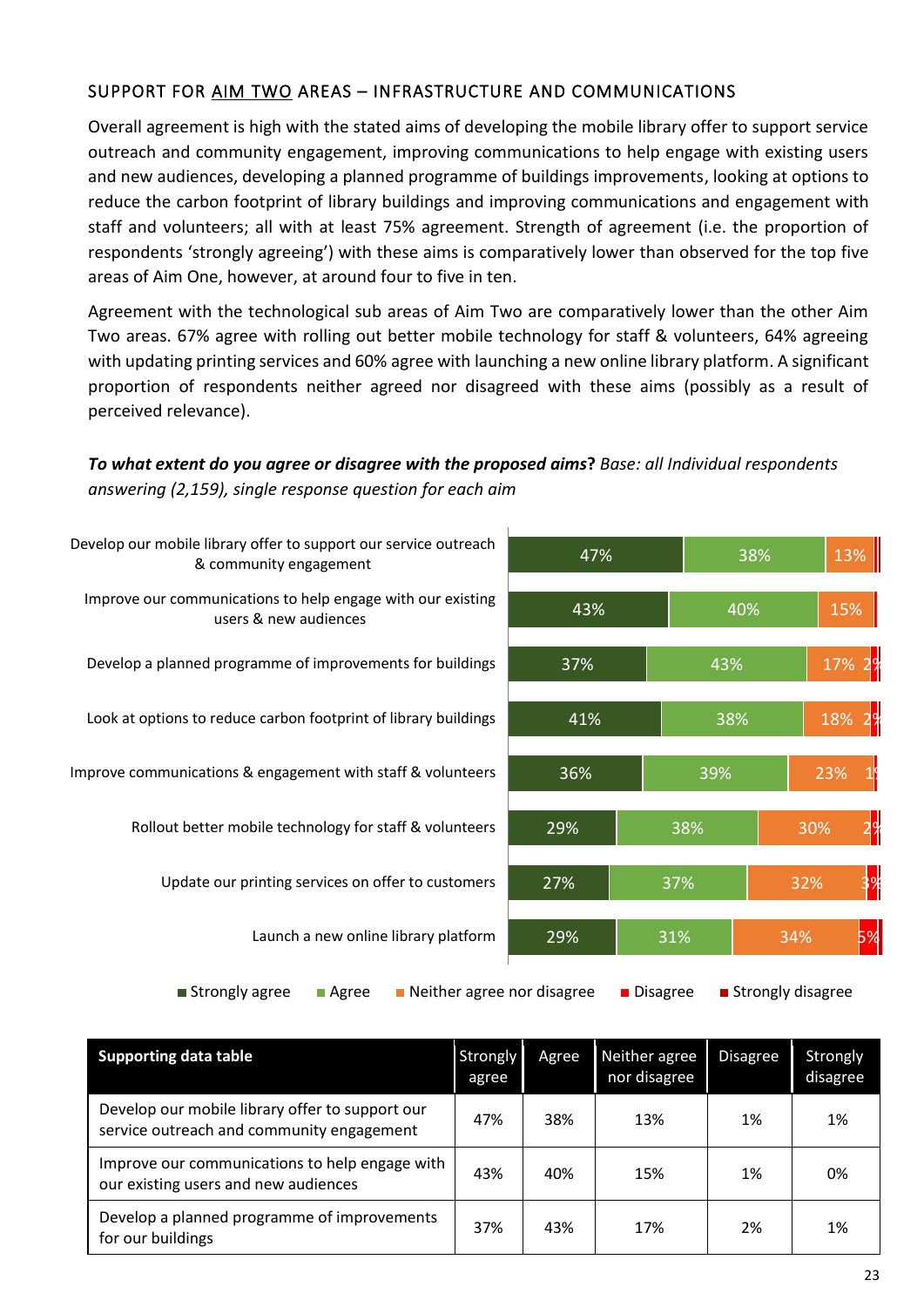### SUPPORT FOR AIM TWO AREAS – INFRASTRUCTURE AND COMMUNICATIONS

Overall agreement is high with the stated aims of developing the mobile library offer to support service outreach and community engagement, improving communications to help engage with existing users and new audiences, developing a planned programme of buildings improvements, looking at options to reduce the carbon footprint of library buildings and improving communications and engagement with staff and volunteers; all with at least 75% agreement. Strength of agreement (i.e. the proportion of respondents 'strongly agreeing') with these aims is comparatively lower than observed for the top five areas of Aim One, however, at around four to five in ten.

Agreement with the technological sub areas of Aim Two are comparatively lower than the other Aim Two areas. 67% agree with rolling out better mobile technology for staff & volunteers, 64% agreeing with updating printing services and 60% agree with launching a new online library platform. A significant proportion of respondents neither agreed nor disagreed with these aims (possibly as a result of perceived relevance).

***To what extent do you agree or disagree with the proposed aims*?** *Base: all Individual respondents answering (2,159), single response question for each aim*

| Aim | Strongly agree | Agree | Neither agree nor disagree | Disagree | Strongly disagree |
|---|---|---|---|---|---|
| Develop our mobile library offer to support our service outreach & community engagement | 47% | 38% | 13% | | |
| Improve our communications to help engage with our existing users & new audiences | 43% | 40% | 15% | | |
| Develop a planned programme of improvements for buildings | 37% | 43% | 17% | 2% | |
| Look at options to reduce carbon footprint of library buildings | 41% | 38% | 18% | 2% | |
| Improve communications & engagement with staff & volunteers | 36% | 39% | 23% | 1% | |
| Rollout better mobile technology for staff & volunteers | 29% | 38% | 30% | 2% | |
| Update our printing services on offer to customers | 27% | 37% | 32% | 3% | |
| Launch a new online library platform | 29% | 31% | 34% | 5% | |

■ Strongly agree ■ Agree ■ Neither agree nor disagree ■ Disagree ■ Strongly disagree

| Supporting data table | Strongly agree | Agree | Neither agree nor disagree | Disagree | Strongly disagree |
|---|---|---|---|---|---|
| Develop our mobile library offer to support our service outreach and community engagement | 47% | 38% | 13% | 1% | 1% |
| Improve our communications to help engage with our existing users and new audiences | 43% | 40% | 15% | 1% | 0% |
| Develop a planned programme of improvements for our buildings | 37% | 43% | 17% | 2% | 1% |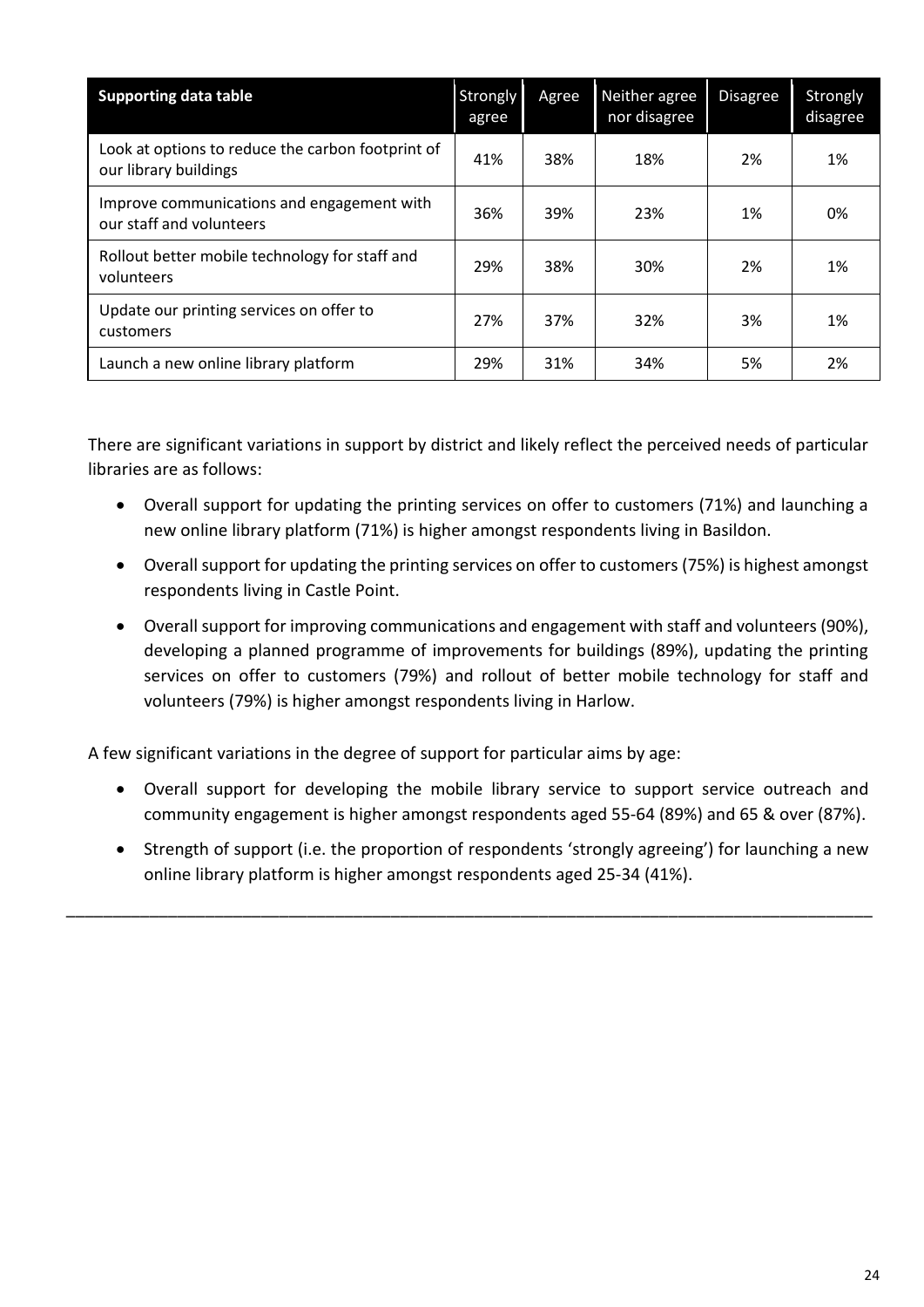| Supporting data table | Strongly agree | Agree | Neither agree nor disagree | Disagree | Strongly disagree |
|---|---|---|---|---|---|
| Look at options to reduce the carbon footprint of our library buildings | 41% | 38% | 18% | 2% | 1% |
| Improve communications and engagement with our staff and volunteers | 36% | 39% | 23% | 1% | 0% |
| Rollout better mobile technology for staff and volunteers | 29% | 38% | 30% | 2% | 1% |
| Update our printing services on offer to customers | 27% | 37% | 32% | 3% | 1% |
| Launch a new online library platform | 29% | 31% | 34% | 5% | 2% |

There are significant variations in support by district and likely reflect the perceived needs of particular libraries are as follows:

- Overall support for updating the printing services on offer to customers (71%) and launching a new online library platform (71%) is higher amongst respondents living in Basildon.
- Overall support for updating the printing services on offer to customers (75%) is highest amongst respondents living in Castle Point.
- Overall support for improving communications and engagement with staff and volunteers (90%), developing a planned programme of improvements for buildings (89%), updating the printing services on offer to customers (79%) and rollout of better mobile technology for staff and volunteers (79%) is higher amongst respondents living in Harlow.

A few significant variations in the degree of support for particular aims by age:

- Overall support for developing the mobile library service to support service outreach and community engagement is higher amongst respondents aged 55-64 (89%) and 65 & over (87%).
- Strength of support (i.e. the proportion of respondents 'strongly agreeing') for launching a new online library platform is higher amongst respondents aged 25-34 (41%).

---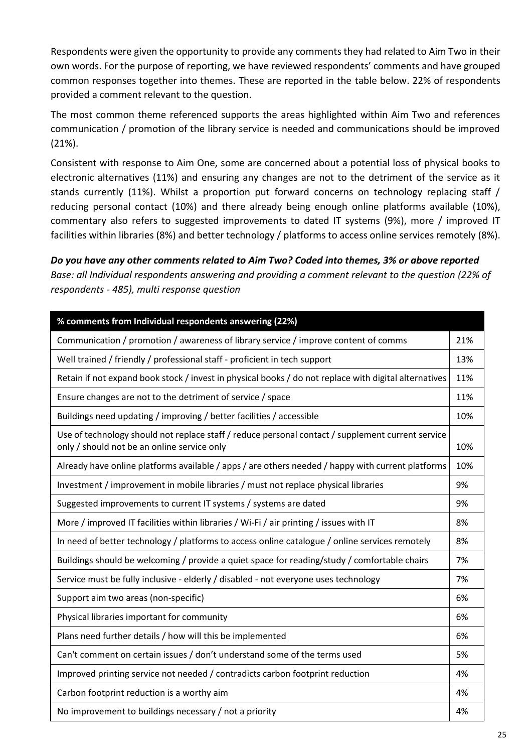Respondents were given the opportunity to provide any comments they had related to Aim Two in their own words. For the purpose of reporting, we have reviewed respondents' comments and have grouped common responses together into themes. These are reported in the table below. 22% of respondents provided a comment relevant to the question.

The most common theme referenced supports the areas highlighted within Aim Two and references communication / promotion of the library service is needed and communications should be improved (21%).

Consistent with response to Aim One, some are concerned about a potential loss of physical books to electronic alternatives (11%) and ensuring any changes are not to the detriment of the service as it stands currently (11%). Whilst a proportion put forward concerns on technology replacing staff / reducing personal contact (10%) and there already being enough online platforms available (10%), commentary also refers to suggested improvements to dated IT systems (9%), more / improved IT facilities within libraries (8%) and better technology / platforms to access online services remotely (8%).

***Do you have any other comments related to Aim Two? Coded into themes, 3% or above reported***

*Base: all Individual respondents answering and providing a comment relevant to the question (22% of respondents - 485), multi response question*

| % comments from Individual respondents answering (22%) | |
|---|---|
| Communication / promotion / awareness of library service / improve content of comms | 21% |
| Well trained / friendly / professional staff - proficient in tech support | 13% |
| Retain if not expand book stock / invest in physical books / do not replace with digital alternatives | 11% |
| Ensure changes are not to the detriment of service / space | 11% |
| Buildings need updating / improving / better facilities / accessible | 10% |
| Use of technology should not replace staff / reduce personal contact / supplement current service only / should not be an online service only | 10% |
| Already have online platforms available / apps / are others needed / happy with current platforms | 10% |
| Investment / improvement in mobile libraries / must not replace physical libraries | 9% |
| Suggested improvements to current IT systems / systems are dated | 9% |
| More / improved IT facilities within libraries / Wi-Fi / air printing / issues with IT | 8% |
| In need of better technology / platforms to access online catalogue / online services remotely | 8% |
| Buildings should be welcoming / provide a quiet space for reading/study / comfortable chairs | 7% |
| Service must be fully inclusive - elderly / disabled - not everyone uses technology | 7% |
| Support aim two areas (non-specific) | 6% |
| Physical libraries important for community | 6% |
| Plans need further details / how will this be implemented | 6% |
| Can't comment on certain issues / don't understand some of the terms used | 5% |
| Improved printing service not needed / contradicts carbon footprint reduction | 4% |
| Carbon footprint reduction is a worthy aim | 4% |
| No improvement to buildings necessary / not a priority | 4% |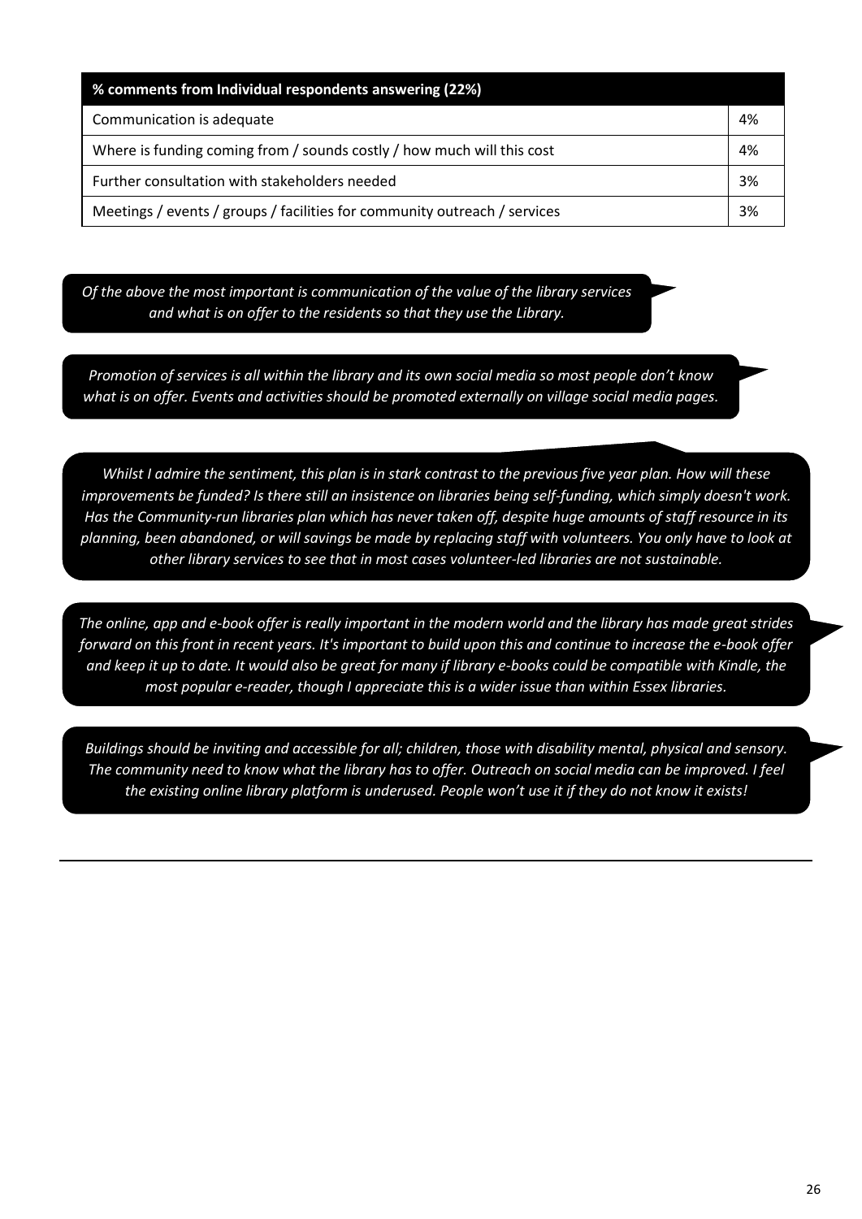| % comments from Individual respondents answering (22%) | |
|---|---|
| Communication is adequate | 4% |
| Where is funding coming from / sounds costly / how much will this cost | 4% |
| Further consultation with stakeholders needed | 3% |
| Meetings / events / groups / facilities for community outreach / services | 3% |

*Of the above the most important is communication of the value of the library services and what is on offer to the residents so that they use the Library.*

*Promotion of services is all within the library and its own social media so most people don't know what is on offer. Events and activities should be promoted externally on village social media pages.*

*Whilst I admire the sentiment, this plan is in stark contrast to the previous five year plan. How will these improvements be funded? Is there still an insistence on libraries being self-funding, which simply doesn't work. Has the Community-run libraries plan which has never taken off, despite huge amounts of staff resource in its planning, been abandoned, or will savings be made by replacing staff with volunteers. You only have to look at other library services to see that in most cases volunteer-led libraries are not sustainable.*

*The online, app and e-book offer is really important in the modern world and the library has made great strides forward on this front in recent years. It's important to build upon this and continue to increase the e-book offer and keep it up to date. It would also be great for many if library e-books could be compatible with Kindle, the most popular e-reader, though I appreciate this is a wider issue than within Essex libraries.*

*Buildings should be inviting and accessible for all; children, those with disability mental, physical and sensory. The community need to know what the library has to offer. Outreach on social media can be improved. I feel the existing online library platform is underused. People won't use it if they do not know it exists!*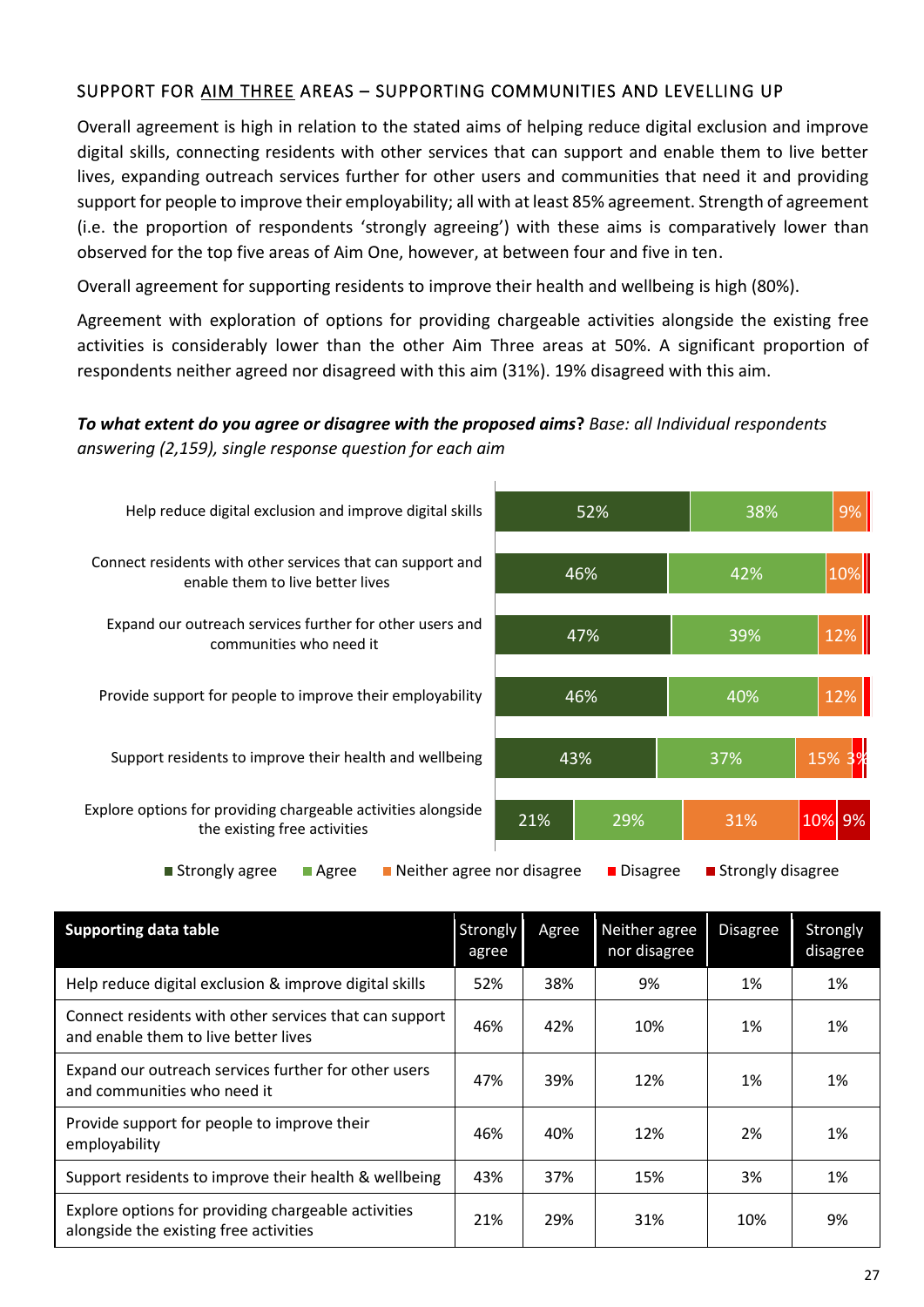### SUPPORT FOR AIM THREE AREAS – SUPPORTING COMMUNITIES AND LEVELLING UP

Overall agreement is high in relation to the stated aims of helping reduce digital exclusion and improve digital skills, connecting residents with other services that can support and enable them to live better lives, expanding outreach services further for other users and communities that need it and providing support for people to improve their employability; all with at least 85% agreement. Strength of agreement (i.e. the proportion of respondents 'strongly agreeing') with these aims is comparatively lower than observed for the top five areas of Aim One, however, at between four and five in ten.

Overall agreement for supporting residents to improve their health and wellbeing is high (80%).

Agreement with exploration of options for providing chargeable activities alongside the existing free activities is considerably lower than the other Aim Three areas at 50%. A significant proportion of respondents neither agreed nor disagreed with this aim (31%). 19% disagreed with this aim.

***To what extent do you agree or disagree with the proposed aims?*** *Base: all Individual respondents answering (2,159), single response question for each aim*

| Aim | Strongly agree | Agree | Neither agree nor disagree | Disagree | Strongly disagree |
|---|---|---|---|---|---|
| Help reduce digital exclusion and improve digital skills | 52% | 38% | 9% | | |
| Connect residents with other services that can support and enable them to live better lives | 46% | 42% | 10% | | |
| Expand our outreach services further for other users and communities who need it | 47% | 39% | 12% | | |
| Provide support for people to improve their employability | 46% | 40% | 12% | | |
| Support residents to improve their health and wellbeing | 43% | 37% | 15% | 3% | |
| Explore options for providing chargeable activities alongside the existing free activities | 21% | 29% | 31% | 10% | 9% |

| Supporting data table | Strongly agree | Agree | Neither agree nor disagree | Disagree | Strongly disagree |
|---|---|---|---|---|---|
| Help reduce digital exclusion & improve digital skills | 52% | 38% | 9% | 1% | 1% |
| Connect residents with other services that can support and enable them to live better lives | 46% | 42% | 10% | 1% | 1% |
| Expand our outreach services further for other users and communities who need it | 47% | 39% | 12% | 1% | 1% |
| Provide support for people to improve their employability | 46% | 40% | 12% | 2% | 1% |
| Support residents to improve their health & wellbeing | 43% | 37% | 15% | 3% | 1% |
| Explore options for providing chargeable activities alongside the existing free activities | 21% | 29% | 31% | 10% | 9% |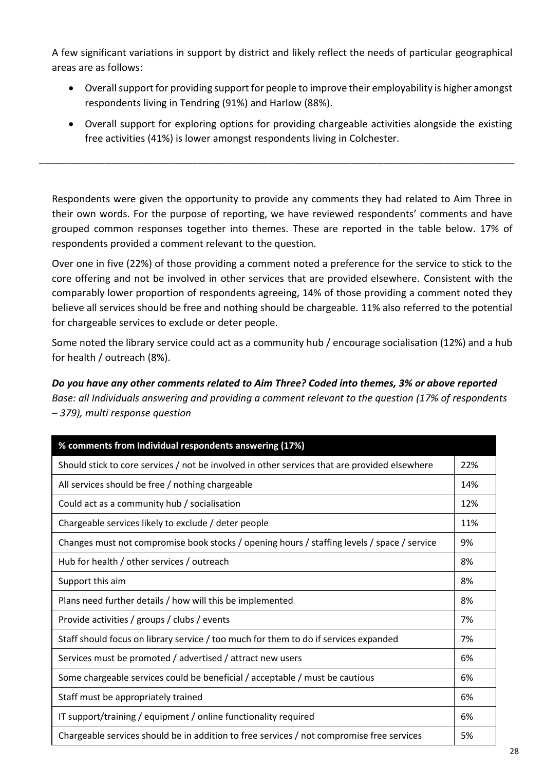A few significant variations in support by district and likely reflect the needs of particular geographical areas are as follows:

- Overall support for providing support for people to improve their employability is higher amongst respondents living in Tendring (91%) and Harlow (88%).
- Overall support for exploring options for providing chargeable activities alongside the existing free activities (41%) is lower amongst respondents living in Colchester.

---

Respondents were given the opportunity to provide any comments they had related to Aim Three in their own words. For the purpose of reporting, we have reviewed respondents' comments and have grouped common responses together into themes. These are reported in the table below. 17% of respondents provided a comment relevant to the question.

Over one in five (22%) of those providing a comment noted a preference for the service to stick to the core offering and not be involved in other services that are provided elsewhere. Consistent with the comparably lower proportion of respondents agreeing, 14% of those providing a comment noted they believe all services should be free and nothing should be chargeable. 11% also referred to the potential for chargeable services to exclude or deter people.

Some noted the library service could act as a community hub / encourage socialisation (12%) and a hub for health / outreach (8%).

***Do you have any other comments related to Aim Three? Coded into themes, 3% or above reported***
*Base: all Individuals answering and providing a comment relevant to the question (17% of respondents – 379), multi response question*

| % comments from Individual respondents answering (17%) | |
|---|---|
| Should stick to core services / not be involved in other services that are provided elsewhere | 22% |
| All services should be free / nothing chargeable | 14% |
| Could act as a community hub / socialisation | 12% |
| Chargeable services likely to exclude / deter people | 11% |
| Changes must not compromise book stocks / opening hours / staffing levels / space / service | 9% |
| Hub for health / other services / outreach | 8% |
| Support this aim | 8% |
| Plans need further details / how will this be implemented | 8% |
| Provide activities / groups / clubs / events | 7% |
| Staff should focus on library service / too much for them to do if services expanded | 7% |
| Services must be promoted / advertised / attract new users | 6% |
| Some chargeable services could be beneficial / acceptable / must be cautious | 6% |
| Staff must be appropriately trained | 6% |
| IT support/training / equipment / online functionality required | 6% |
| Chargeable services should be in addition to free services / not compromise free services | 5% |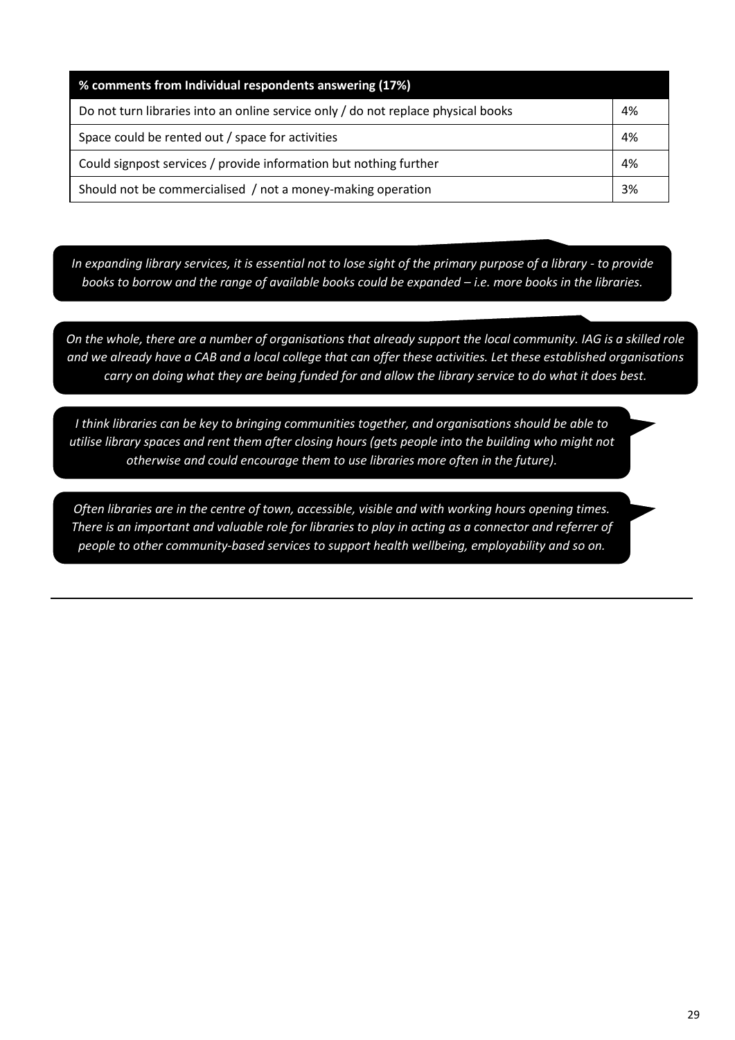| % comments from Individual respondents answering (17%) | |
|---|---|
| Do not turn libraries into an online service only / do not replace physical books | 4% |
| Space could be rented out / space for activities | 4% |
| Could signpost services / provide information but nothing further | 4% |
| Should not be commercialised / not a money-making operation | 3% |

*In expanding library services, it is essential not to lose sight of the primary purpose of a library - to provide books to borrow and the range of available books could be expanded – i.e. more books in the libraries.*

*On the whole, there are a number of organisations that already support the local community. IAG is a skilled role and we already have a CAB and a local college that can offer these activities. Let these established organisations carry on doing what they are being funded for and allow the library service to do what it does best.*

*I think libraries can be key to bringing communities together, and organisations should be able to utilise library spaces and rent them after closing hours (gets people into the building who might not otherwise and could encourage them to use libraries more often in the future).*

*Often libraries are in the centre of town, accessible, visible and with working hours opening times. There is an important and valuable role for libraries to play in acting as a connector and referrer of people to other community-based services to support health wellbeing, employability and so on.*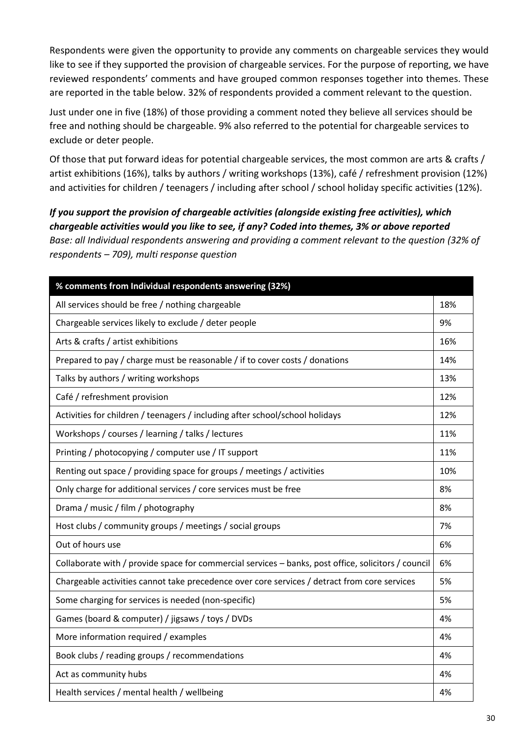Respondents were given the opportunity to provide any comments on chargeable services they would like to see if they supported the provision of chargeable services. For the purpose of reporting, we have reviewed respondents' comments and have grouped common responses together into themes. These are reported in the table below. 32% of respondents provided a comment relevant to the question.

Just under one in five (18%) of those providing a comment noted they believe all services should be free and nothing should be chargeable. 9% also referred to the potential for chargeable services to exclude or deter people.

Of those that put forward ideas for potential chargeable services, the most common are arts & crafts / artist exhibitions (16%), talks by authors / writing workshops (13%), café / refreshment provision (12%) and activities for children / teenagers / including after school / school holiday specific activities (12%).

***If you support the provision of chargeable activities (alongside existing free activities), which chargeable activities would you like to see, if any? Coded into themes, 3% or above reported***

*Base: all Individual respondents answering and providing a comment relevant to the question (32% of respondents – 709), multi response question*

| % comments from Individual respondents answering (32%) | |
|---|---|
| All services should be free / nothing chargeable | 18% |
| Chargeable services likely to exclude / deter people | 9% |
| Arts & crafts / artist exhibitions | 16% |
| Prepared to pay / charge must be reasonable / if to cover costs / donations | 14% |
| Talks by authors / writing workshops | 13% |
| Café / refreshment provision | 12% |
| Activities for children / teenagers / including after school/school holidays | 12% |
| Workshops / courses / learning / talks / lectures | 11% |
| Printing / photocopying / computer use / IT support | 11% |
| Renting out space / providing space for groups / meetings / activities | 10% |
| Only charge for additional services / core services must be free | 8% |
| Drama / music / film / photography | 8% |
| Host clubs / community groups / meetings / social groups | 7% |
| Out of hours use | 6% |
| Collaborate with / provide space for commercial services – banks, post office, solicitors / council | 6% |
| Chargeable activities cannot take precedence over core services / detract from core services | 5% |
| Some charging for services is needed (non-specific) | 5% |
| Games (board & computer) / jigsaws / toys / DVDs | 4% |
| More information required / examples | 4% |
| Book clubs / reading groups / recommendations | 4% |
| Act as community hubs | 4% |
| Health services / mental health / wellbeing | 4% |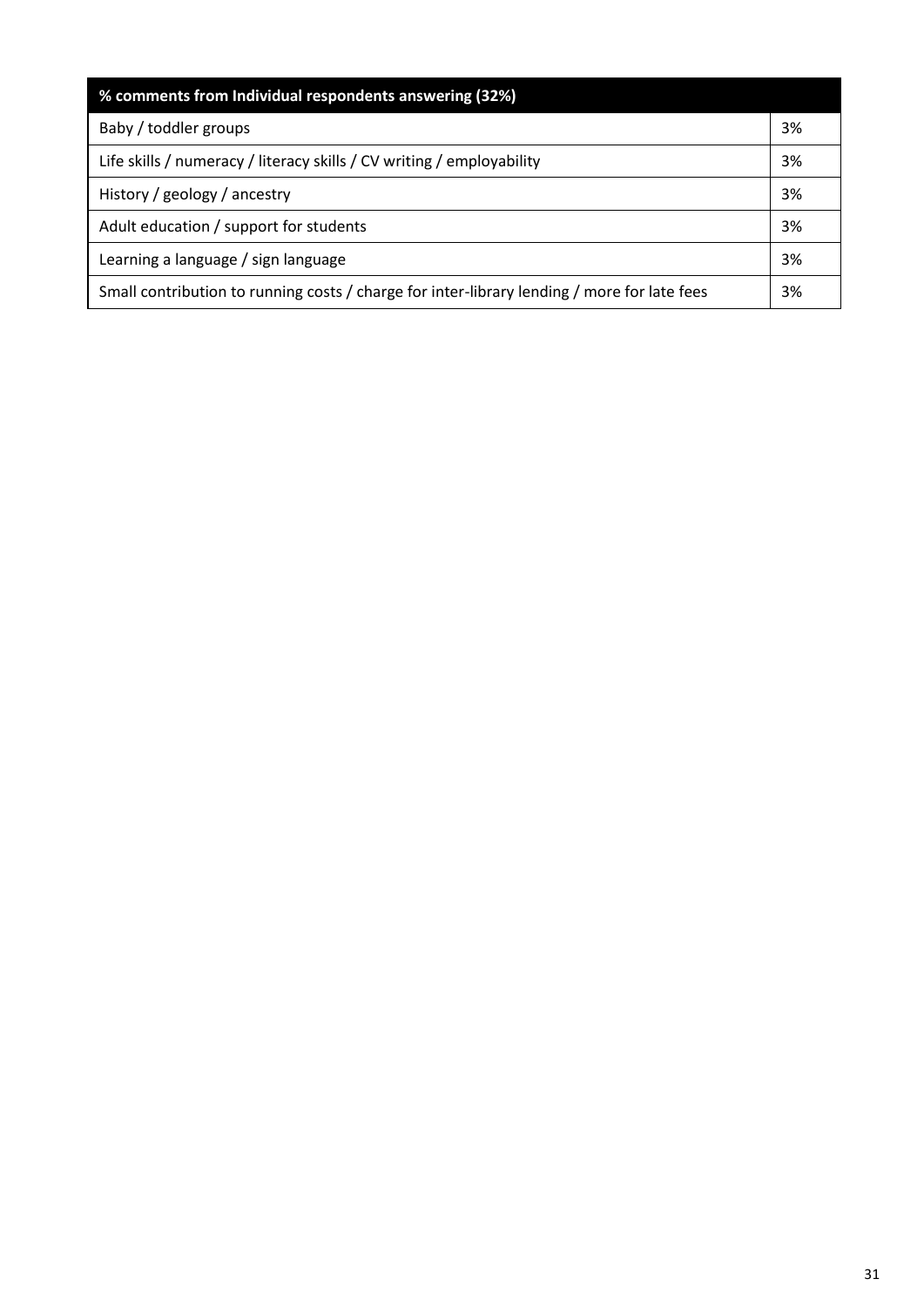| % comments from Individual respondents answering (32%) | |
|---|---|
| Baby / toddler groups | 3% |
| Life skills / numeracy / literacy skills / CV writing / employability | 3% |
| History / geology / ancestry | 3% |
| Adult education / support for students | 3% |
| Learning a language / sign language | 3% |
| Small contribution to running costs / charge for inter-library lending / more for late fees | 3% |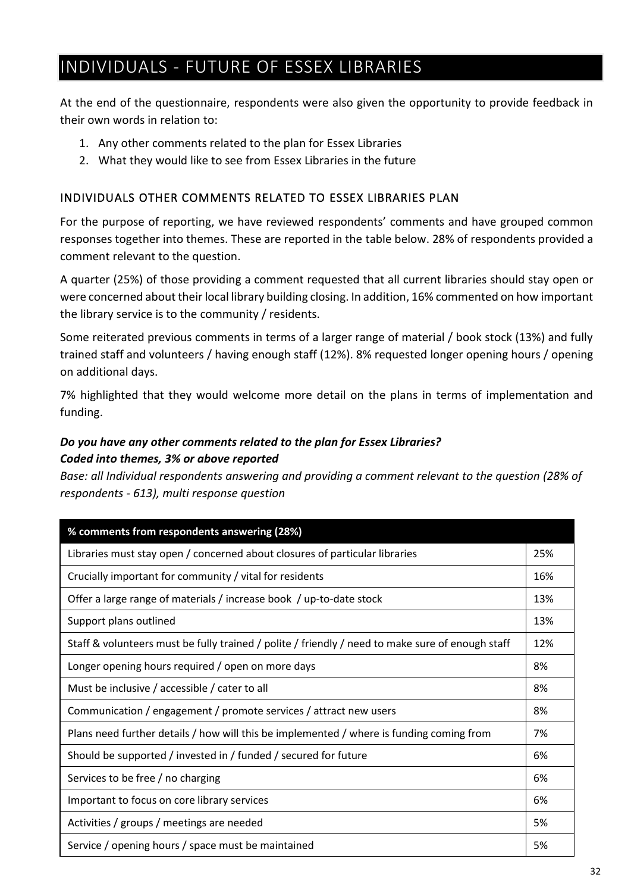# INDIVIDUALS - FUTURE OF ESSEX LIBRARIES

At the end of the questionnaire, respondents were also given the opportunity to provide feedback in their own words in relation to:

1. Any other comments related to the plan for Essex Libraries
2. What they would like to see from Essex Libraries in the future

## INDIVIDUALS OTHER COMMENTS RELATED TO ESSEX LIBRARIES PLAN

For the purpose of reporting, we have reviewed respondents' comments and have grouped common responses together into themes. These are reported in the table below. 28% of respondents provided a comment relevant to the question.

A quarter (25%) of those providing a comment requested that all current libraries should stay open or were concerned about their local library building closing. In addition, 16% commented on how important the library service is to the community / residents.

Some reiterated previous comments in terms of a larger range of material / book stock (13%) and fully trained staff and volunteers / having enough staff (12%). 8% requested longer opening hours / opening on additional days.

7% highlighted that they would welcome more detail on the plans in terms of implementation and funding.

***Do you have any other comments related to the plan for Essex Libraries?***
***Coded into themes, 3% or above reported***

*Base: all Individual respondents answering and providing a comment relevant to the question (28% of respondents - 613), multi response question*

| % comments from respondents answering (28%) | |
|---|---|
| Libraries must stay open / concerned about closures of particular libraries | 25% |
| Crucially important for community / vital for residents | 16% |
| Offer a large range of materials / increase book / up-to-date stock | 13% |
| Support plans outlined | 13% |
| Staff & volunteers must be fully trained / polite / friendly / need to make sure of enough staff | 12% |
| Longer opening hours required / open on more days | 8% |
| Must be inclusive / accessible / cater to all | 8% |
| Communication / engagement / promote services / attract new users | 8% |
| Plans need further details / how will this be implemented / where is funding coming from | 7% |
| Should be supported / invested in / funded / secured for future | 6% |
| Services to be free / no charging | 6% |
| Important to focus on core library services | 6% |
| Activities / groups / meetings are needed | 5% |
| Service / opening hours / space must be maintained | 5% |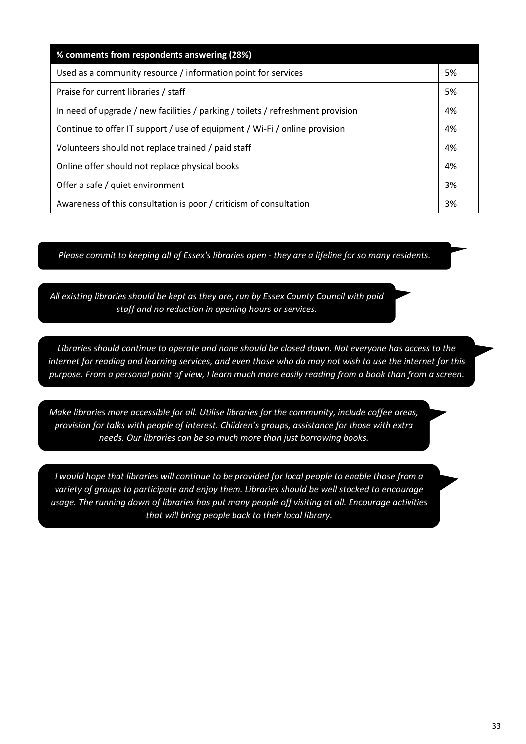| % comments from respondents answering (28%) | |
|---|---|
| Used as a community resource / information point for services | 5% |
| Praise for current libraries / staff | 5% |
| In need of upgrade / new facilities / parking / toilets / refreshment provision | 4% |
| Continue to offer IT support / use of equipment / Wi-Fi / online provision | 4% |
| Volunteers should not replace trained / paid staff | 4% |
| Online offer should not replace physical books | 4% |
| Offer a safe / quiet environment | 3% |
| Awareness of this consultation is poor / criticism of consultation | 3% |

*Please commit to keeping all of Essex's libraries open - they are a lifeline for so many residents.*

*All existing libraries should be kept as they are, run by Essex County Council with paid staff and no reduction in opening hours or services.*

*Libraries should continue to operate and none should be closed down. Not everyone has access to the internet for reading and learning services, and even those who do may not wish to use the internet for this purpose. From a personal point of view, I learn much more easily reading from a book than from a screen.*

*Make libraries more accessible for all. Utilise libraries for the community, include coffee areas, provision for talks with people of interest. Children's groups, assistance for those with extra needs. Our libraries can be so much more than just borrowing books.*

*I would hope that libraries will continue to be provided for local people to enable those from a variety of groups to participate and enjoy them. Libraries should be well stocked to encourage usage. The running down of libraries has put many people off visiting at all. Encourage activities that will bring people back to their local library.*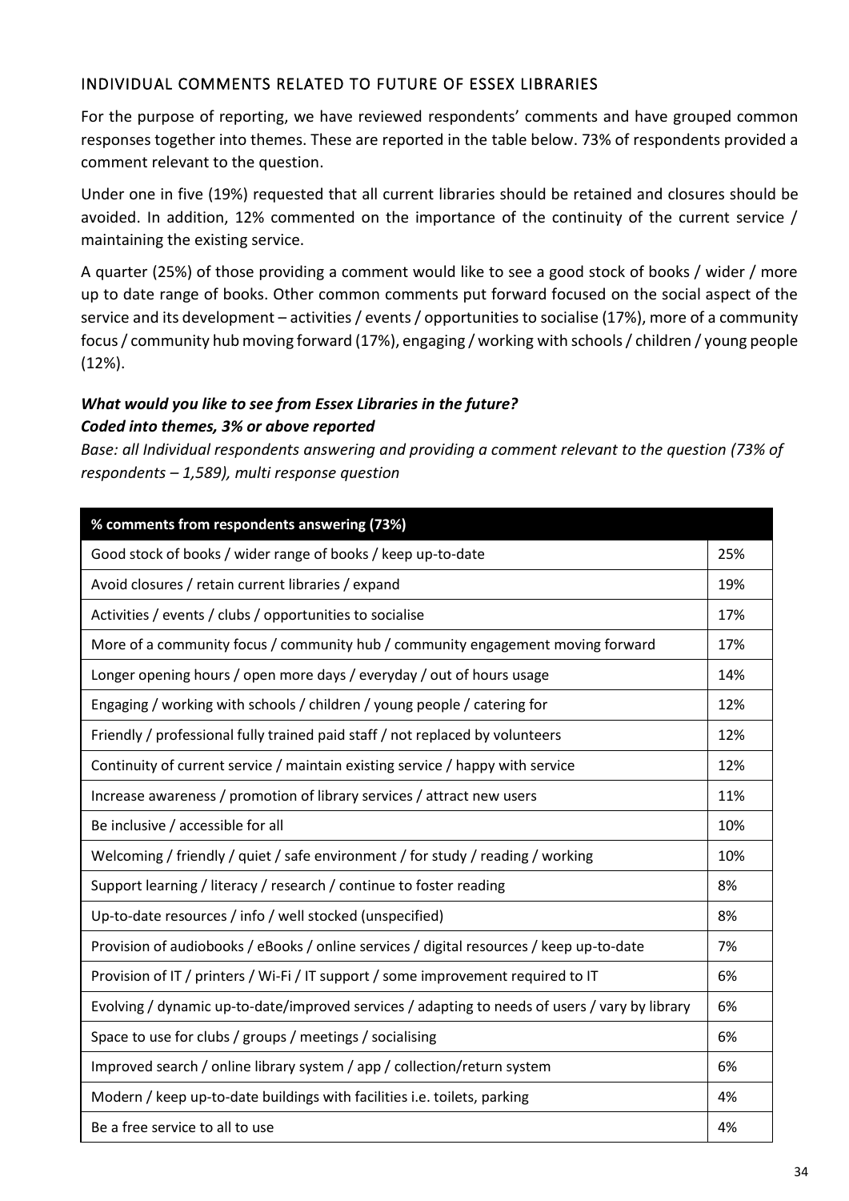## INDIVIDUAL COMMENTS RELATED TO FUTURE OF ESSEX LIBRARIES

For the purpose of reporting, we have reviewed respondents' comments and have grouped common responses together into themes. These are reported in the table below. 73% of respondents provided a comment relevant to the question.

Under one in five (19%) requested that all current libraries should be retained and closures should be avoided. In addition, 12% commented on the importance of the continuity of the current service / maintaining the existing service.

A quarter (25%) of those providing a comment would like to see a good stock of books / wider / more up to date range of books. Other common comments put forward focused on the social aspect of the service and its development – activities / events / opportunities to socialise (17%), more of a community focus / community hub moving forward (17%), engaging / working with schools / children / young people (12%).

***What would you like to see from Essex Libraries in the future?***
***Coded into themes, 3% or above reported***

*Base: all Individual respondents answering and providing a comment relevant to the question (73% of respondents – 1,589), multi response question*

| % comments from respondents answering (73%) | |
|---|---|
| Good stock of books / wider range of books / keep up-to-date | 25% |
| Avoid closures / retain current libraries / expand | 19% |
| Activities / events / clubs / opportunities to socialise | 17% |
| More of a community focus / community hub / community engagement moving forward | 17% |
| Longer opening hours / open more days / everyday / out of hours usage | 14% |
| Engaging / working with schools / children / young people / catering for | 12% |
| Friendly / professional fully trained paid staff / not replaced by volunteers | 12% |
| Continuity of current service / maintain existing service / happy with service | 12% |
| Increase awareness / promotion of library services / attract new users | 11% |
| Be inclusive / accessible for all | 10% |
| Welcoming / friendly / quiet / safe environment / for study / reading / working | 10% |
| Support learning / literacy / research / continue to foster reading | 8% |
| Up-to-date resources / info / well stocked (unspecified) | 8% |
| Provision of audiobooks / eBooks / online services / digital resources / keep up-to-date | 7% |
| Provision of IT / printers / Wi-Fi / IT support / some improvement required to IT | 6% |
| Evolving / dynamic up-to-date/improved services / adapting to needs of users / vary by library | 6% |
| Space to use for clubs / groups / meetings / socialising | 6% |
| Improved search / online library system / app / collection/return system | 6% |
| Modern / keep up-to-date buildings with facilities i.e. toilets, parking | 4% |
| Be a free service to all to use | 4% |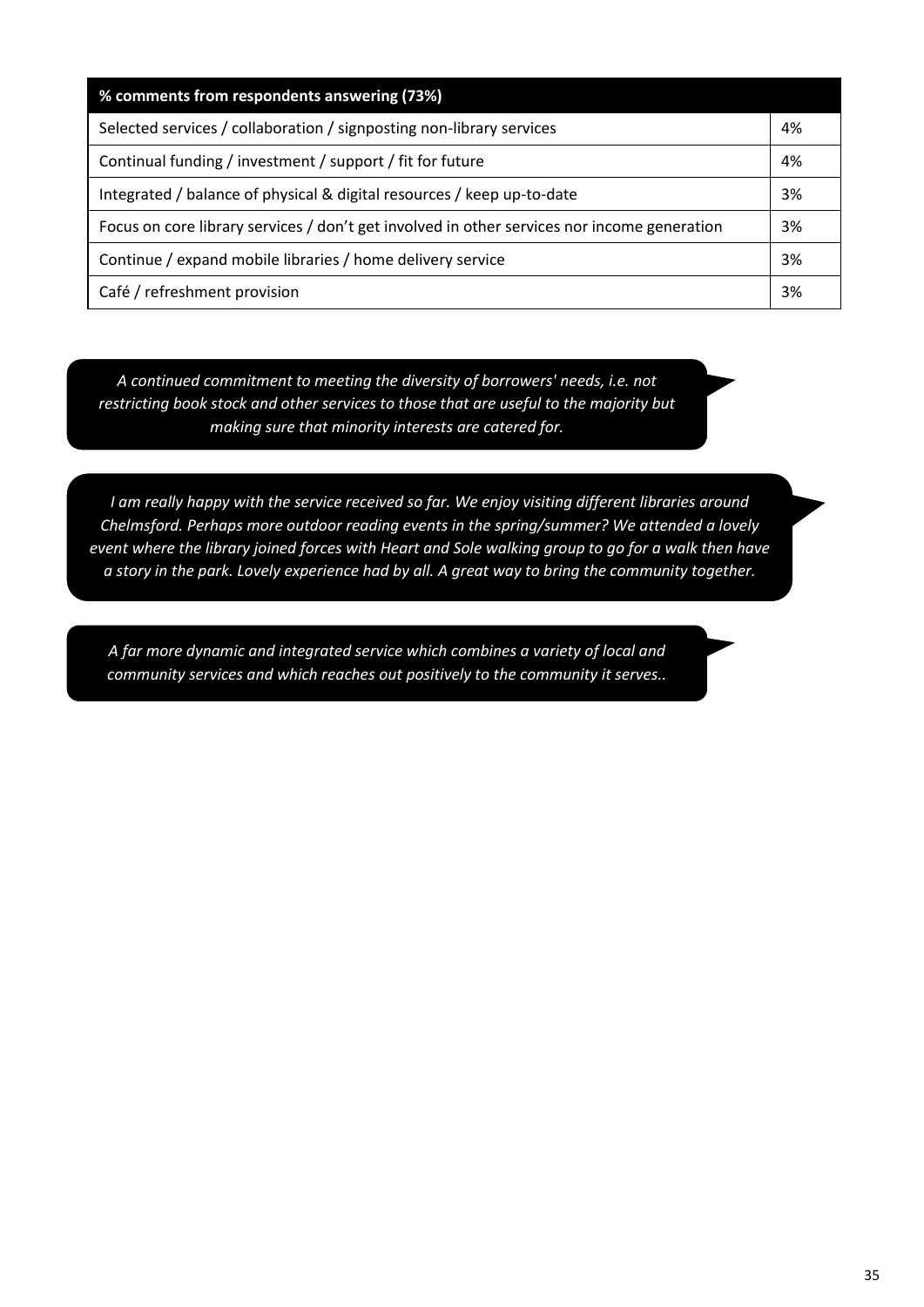| % comments from respondents answering (73%) | |
|---|---|
| Selected services / collaboration / signposting non-library services | 4% |
| Continual funding / investment / support / fit for future | 4% |
| Integrated / balance of physical & digital resources / keep up-to-date | 3% |
| Focus on core library services / don't get involved in other services nor income generation | 3% |
| Continue / expand mobile libraries / home delivery service | 3% |
| Café / refreshment provision | 3% |

*A continued commitment to meeting the diversity of borrowers' needs, i.e. not restricting book stock and other services to those that are useful to the majority but making sure that minority interests are catered for.*

*I am really happy with the service received so far. We enjoy visiting different libraries around Chelmsford. Perhaps more outdoor reading events in the spring/summer? We attended a lovely event where the library joined forces with Heart and Sole walking group to go for a walk then have a story in the park. Lovely experience had by all. A great way to bring the community together.*

*A far more dynamic and integrated service which combines a variety of local and community services and which reaches out positively to the community it serves..*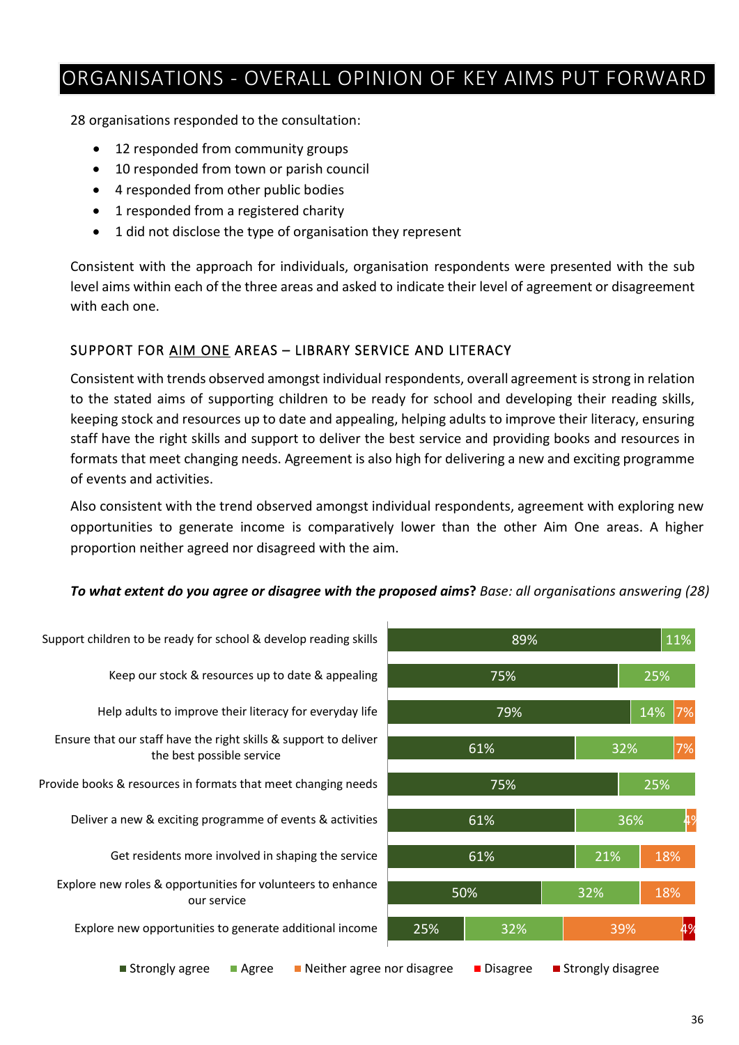# ORGANISATIONS - OVERALL OPINION OF KEY AIMS PUT FORWARD

28 organisations responded to the consultation:

- 12 responded from community groups
- 10 responded from town or parish council
- 4 responded from other public bodies
- 1 responded from a registered charity
- 1 did not disclose the type of organisation they represent

Consistent with the approach for individuals, organisation respondents were presented with the sub level aims within each of the three areas and asked to indicate their level of agreement or disagreement with each one.

## SUPPORT FOR AIM ONE AREAS – LIBRARY SERVICE AND LITERACY

Consistent with trends observed amongst individual respondents, overall agreement is strong in relation to the stated aims of supporting children to be ready for school and developing their reading skills, keeping stock and resources up to date and appealing, helping adults to improve their literacy, ensuring staff have the right skills and support to deliver the best service and providing books and resources in formats that meet changing needs. Agreement is also high for delivering a new and exciting programme of events and activities.

Also consistent with the trend observed amongst individual respondents, agreement with exploring new opportunities to generate income is comparatively lower than the other Aim One areas. A higher proportion neither agreed nor disagreed with the aim.

***To what extent do you agree or disagree with the proposed aims*?** *Base: all organisations answering (28)*

| Aim | Strongly agree | Agree | Neither agree nor disagree | Disagree | Strongly disagree |
|---|---|---|---|---|---|
| Support children to be ready for school & develop reading skills | 89% | 11% | | | |
| Keep our stock & resources up to date & appealing | 75% | 25% | | | |
| Help adults to improve their literacy for everyday life | 79% | 14% | 7% | | |
| Ensure that our staff have the right skills & support to deliver the best possible service | 61% | 32% | 7% | | |
| Provide books & resources in formats that meet changing needs | 75% | 25% | | | |
| Deliver a new & exciting programme of events & activities | 61% | 36% | 4% | | |
| Get residents more involved in shaping the service | 61% | 21% | 18% | | |
| Explore new roles & opportunities for volunteers to enhance our service | 50% | 32% | 18% | | |
| Explore new opportunities to generate additional income | 25% | 32% | 39% | | 4% |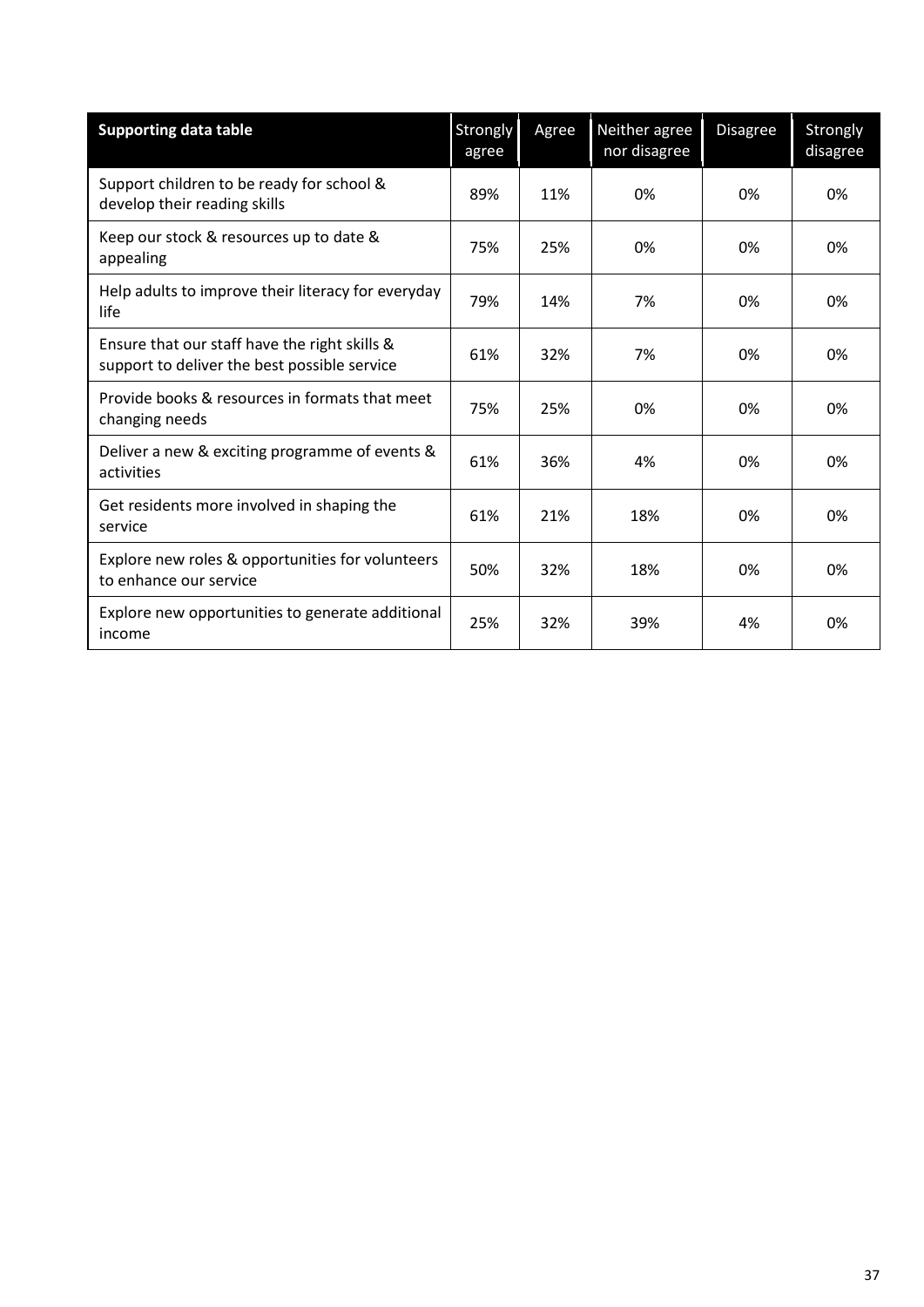| Supporting data table | Strongly agree | Agree | Neither agree nor disagree | Disagree | Strongly disagree |
| --- | --- | --- | --- | --- | --- |
| Support children to be ready for school & develop their reading skills | 89% | 11% | 0% | 0% | 0% |
| Keep our stock & resources up to date & appealing | 75% | 25% | 0% | 0% | 0% |
| Help adults to improve their literacy for everyday life | 79% | 14% | 7% | 0% | 0% |
| Ensure that our staff have the right skills & support to deliver the best possible service | 61% | 32% | 7% | 0% | 0% |
| Provide books & resources in formats that meet changing needs | 75% | 25% | 0% | 0% | 0% |
| Deliver a new & exciting programme of events & activities | 61% | 36% | 4% | 0% | 0% |
| Get residents more involved in shaping the service | 61% | 21% | 18% | 0% | 0% |
| Explore new roles & opportunities for volunteers to enhance our service | 50% | 32% | 18% | 0% | 0% |
| Explore new opportunities to generate additional income | 25% | 32% | 39% | 4% | 0% |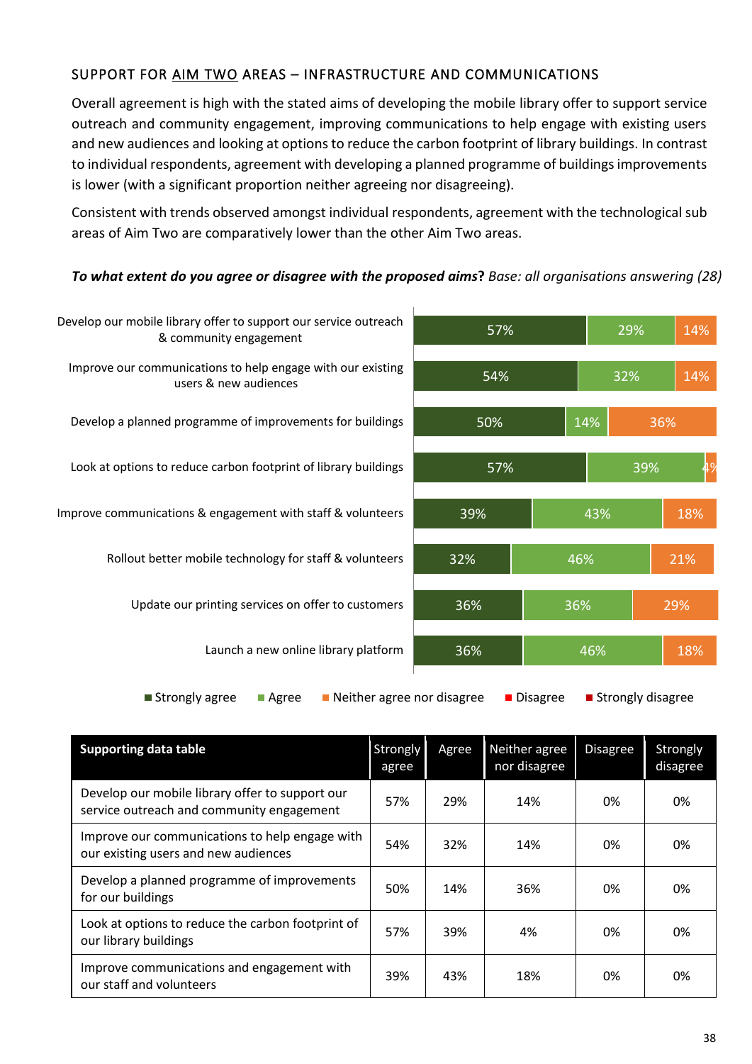## SUPPORT FOR AIM TWO AREAS – INFRASTRUCTURE AND COMMUNICATIONS

Overall agreement is high with the stated aims of developing the mobile library offer to support service outreach and community engagement, improving communications to help engage with existing users and new audiences and looking at options to reduce the carbon footprint of library buildings. In contrast to individual respondents, agreement with developing a planned programme of buildings improvements is lower (with a significant proportion neither agreeing nor disagreeing).

Consistent with trends observed amongst individual respondents, agreement with the technological sub areas of Aim Two are comparatively lower than the other Aim Two areas.

***To what extent do you agree or disagree with the proposed aims?*** *Base: all organisations answering (28)*

| | Strongly agree | Agree | Neither agree nor disagree |
|---|---|---|---|
| Develop our mobile library offer to support our service outreach & community engagement | 57% | 29% | 14% |
| Improve our communications to help engage with our existing users & new audiences | 54% | 32% | 14% |
| Develop a planned programme of improvements for buildings | 50% | 14% | 36% |
| Look at options to reduce carbon footprint of library buildings | 57% | 39% | 4% |
| Improve communications & engagement with staff & volunteers | 39% | 43% | 18% |
| Rollout better mobile technology for staff & volunteers | 32% | 46% | 21% |
| Update our printing services on offer to customers | 36% | 36% | 29% |
| Launch a new online library platform | 36% | 46% | 18% |

Strongly agree ■ Agree ■ Neither agree nor disagree ■ Disagree ■ Strongly disagree

| Supporting data table | Strongly agree | Agree | Neither agree nor disagree | Disagree | Strongly disagree |
|---|---|---|---|---|---|
| Develop our mobile library offer to support our service outreach and community engagement | 57% | 29% | 14% | 0% | 0% |
| Improve our communications to help engage with our existing users and new audiences | 54% | 32% | 14% | 0% | 0% |
| Develop a planned programme of improvements for our buildings | 50% | 14% | 36% | 0% | 0% |
| Look at options to reduce the carbon footprint of our library buildings | 57% | 39% | 4% | 0% | 0% |
| Improve communications and engagement with our staff and volunteers | 39% | 43% | 18% | 0% | 0% |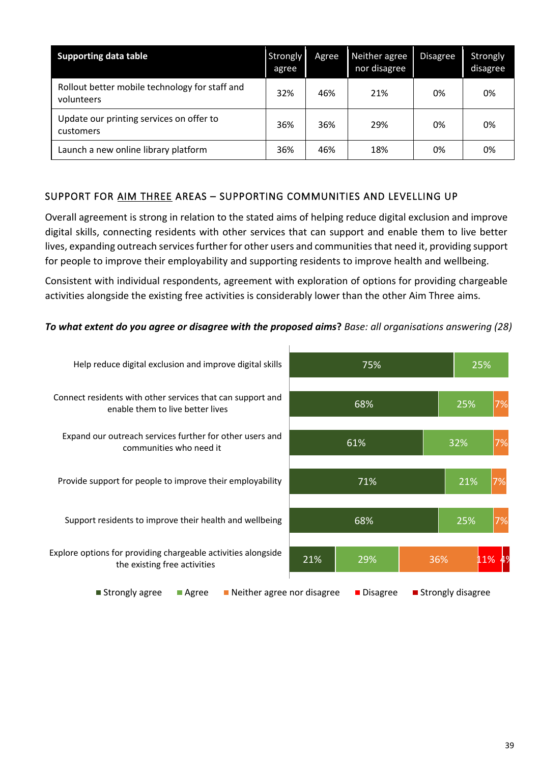| Supporting data table | Strongly agree | Agree | Neither agree nor disagree | Disagree | Strongly disagree |
|---|---|---|---|---|---|
| Rollout better mobile technology for staff and volunteers | 32% | 46% | 21% | 0% | 0% |
| Update our printing services on offer to customers | 36% | 36% | 29% | 0% | 0% |
| Launch a new online library platform | 36% | 46% | 18% | 0% | 0% |

### SUPPORT FOR AIM THREE AREAS – SUPPORTING COMMUNITIES AND LEVELLING UP

Overall agreement is strong in relation to the stated aims of helping reduce digital exclusion and improve digital skills, connecting residents with other services that can support and enable them to live better lives, expanding outreach services further for other users and communities that need it, providing support for people to improve their employability and supporting residents to improve health and wellbeing.

Consistent with individual respondents, agreement with exploration of options for providing chargeable activities alongside the existing free activities is considerably lower than the other Aim Three aims.

***To what extent do you agree or disagree with the proposed aims*?** *Base: all organisations answering (28)*

| | Strongly agree | Agree | Neither agree nor disagree | Disagree | Strongly disagree |
|---|---|---|---|---|---|
| Help reduce digital exclusion and improve digital skills | 75% | 25% | | | |
| Connect residents with other services that can support and enable them to live better lives | 68% | 25% | 7% | | |
| Expand our outreach services further for other users and communities who need it | 61% | 32% | 7% | | |
| Provide support for people to improve their employability | 71% | 21% | 7% | | |
| Support residents to improve their health and wellbeing | 68% | 25% | 7% | | |
| Explore options for providing chargeable activities alongside the existing free activities | 21% | 29% | 36% | 11% | 4% |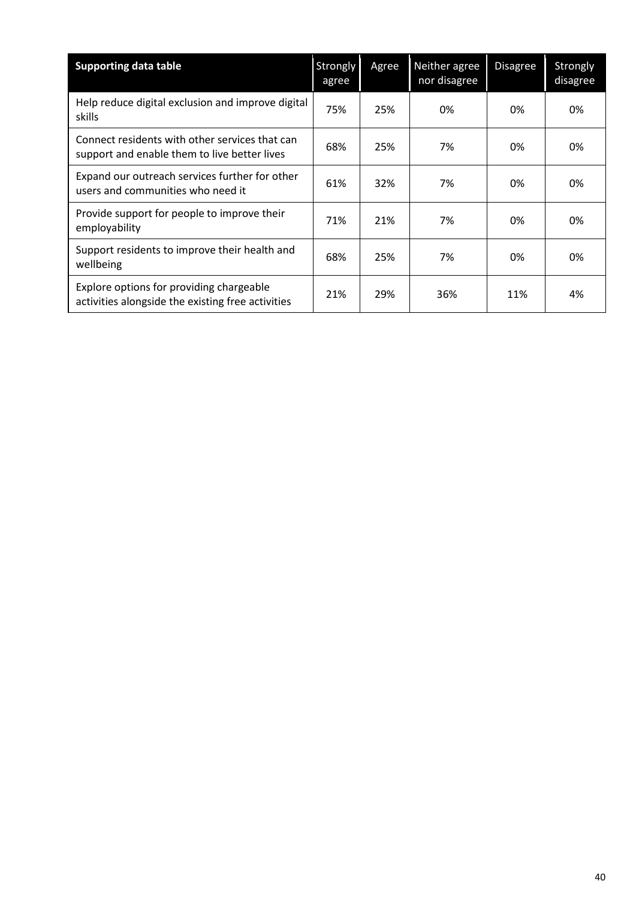| Supporting data table | Strongly agree | Agree | Neither agree nor disagree | Disagree | Strongly disagree |
|---|---|---|---|---|---|
| Help reduce digital exclusion and improve digital skills | 75% | 25% | 0% | 0% | 0% |
| Connect residents with other services that can support and enable them to live better lives | 68% | 25% | 7% | 0% | 0% |
| Expand our outreach services further for other users and communities who need it | 61% | 32% | 7% | 0% | 0% |
| Provide support for people to improve their employability | 71% | 21% | 7% | 0% | 0% |
| Support residents to improve their health and wellbeing | 68% | 25% | 7% | 0% | 0% |
| Explore options for providing chargeable activities alongside the existing free activities | 21% | 29% | 36% | 11% | 4% |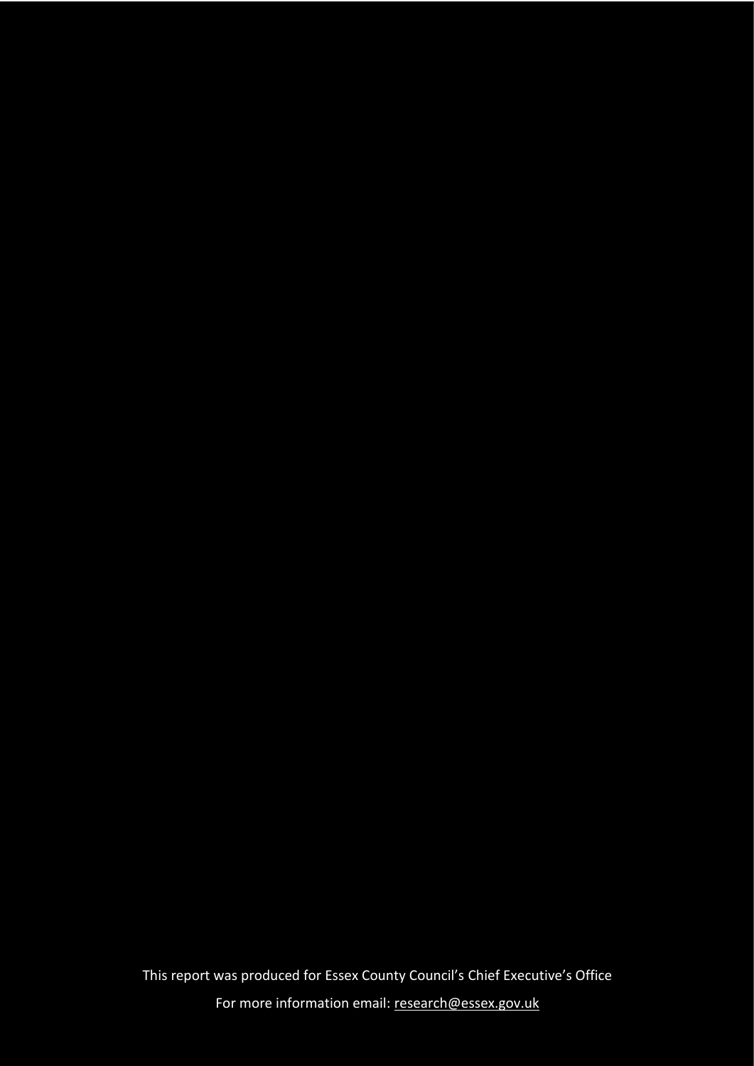This report was produced for Essex County Council's Chief Executive's Office

For more information email: research@essex.gov.uk